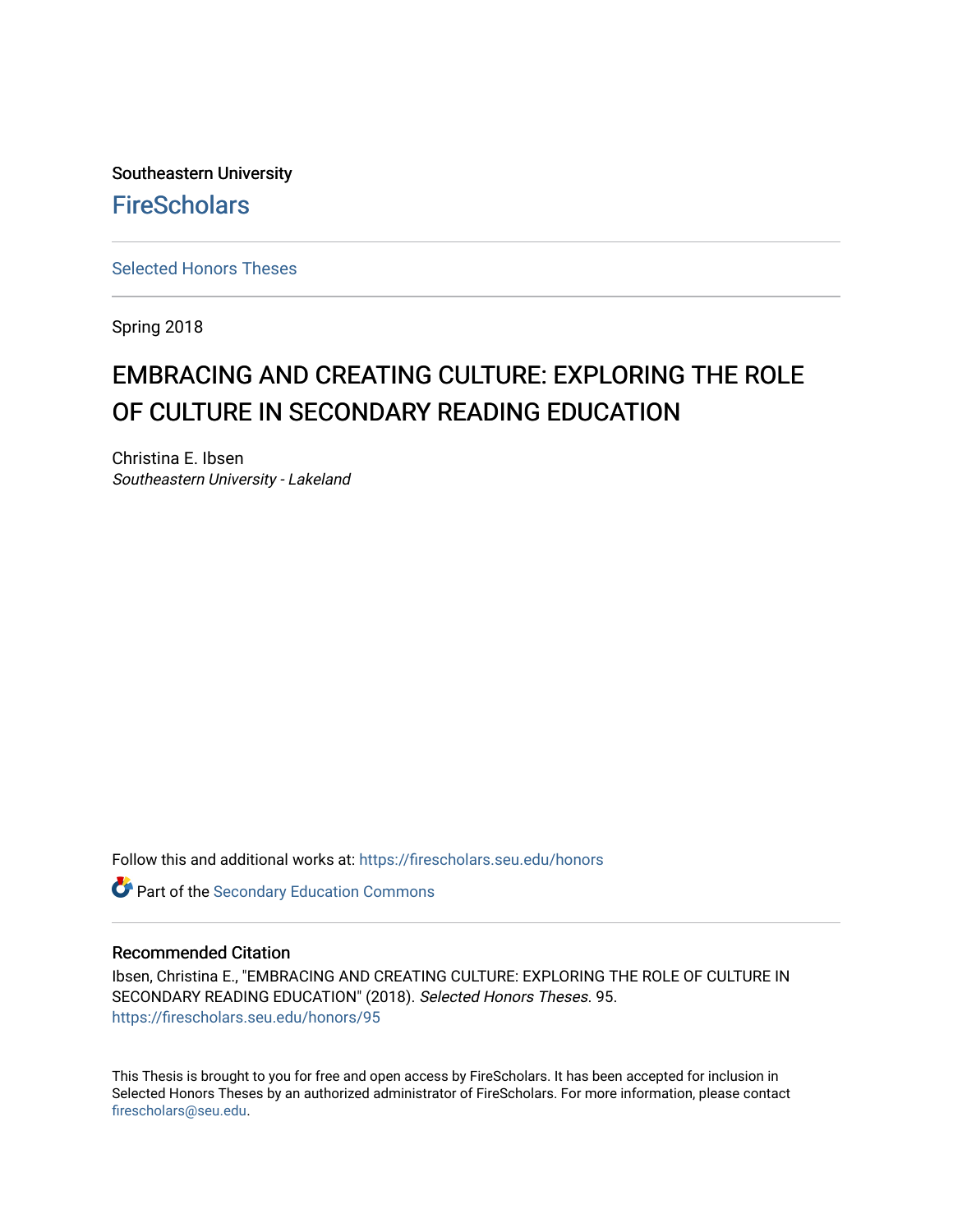Southeastern University

# FireScholars

Selected Honors Theses

Spring 2018

# EMBRACING AND CREATING CULTURE: EXPLORING THE ROLE OF CULTURE IN SECONDARY READING EDUCATION

Christina E. Ibsen
*Southeastern University - Lakeland*

Follow this and additional works at: https://firescholars.seu.edu/honors

Part of the Secondary Education Commons

## Recommended Citation

Ibsen, Christina E., "EMBRACING AND CREATING CULTURE: EXPLORING THE ROLE OF CULTURE IN SECONDARY READING EDUCATION" (2018). *Selected Honors Theses*. 95.
https://firescholars.seu.edu/honors/95

This Thesis is brought to you for free and open access by FireScholars. It has been accepted for inclusion in Selected Honors Theses by an authorized administrator of FireScholars. For more information, please contact firescholars@seu.edu.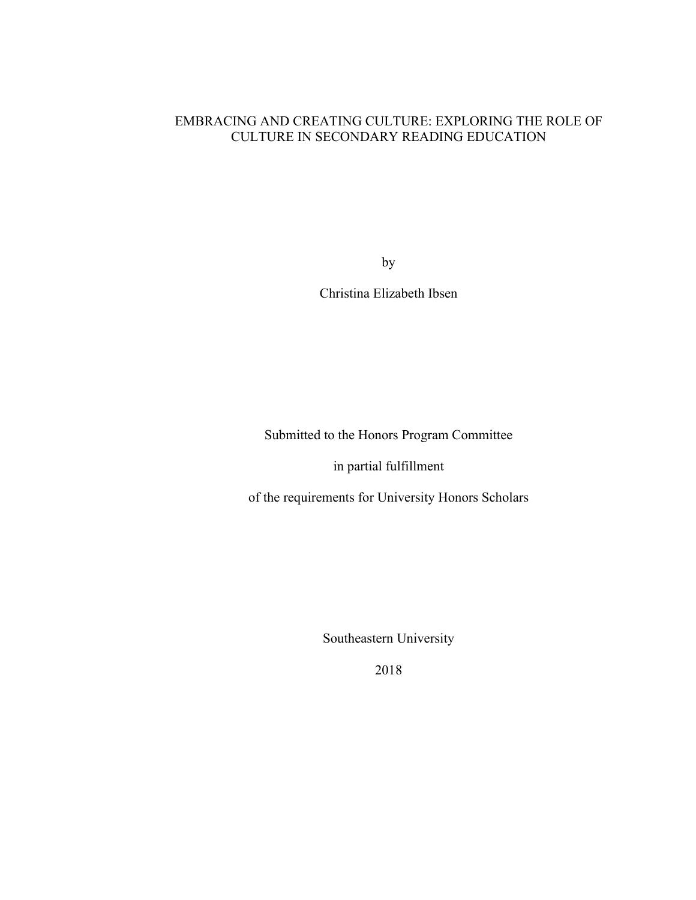# EMBRACING AND CREATING CULTURE: EXPLORING THE ROLE OF CULTURE IN SECONDARY READING EDUCATION

by

Christina Elizabeth Ibsen

Submitted to the Honors Program Committee

in partial fulfillment

of the requirements for University Honors Scholars

Southeastern University

2018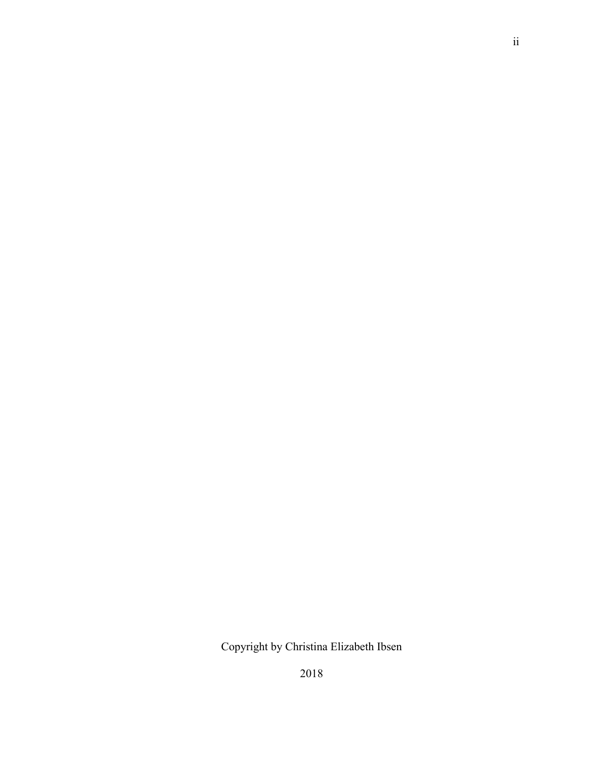Copyright by Christina Elizabeth Ibsen

2018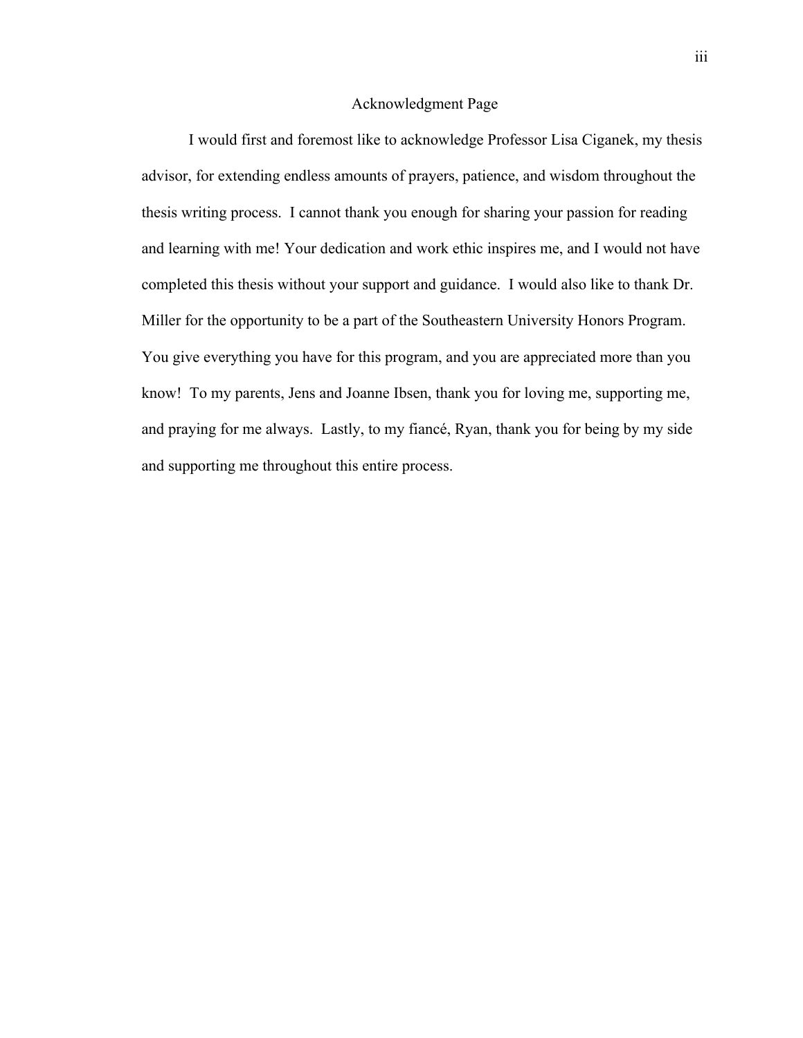# Acknowledgment Page

I would first and foremost like to acknowledge Professor Lisa Ciganek, my thesis advisor, for extending endless amounts of prayers, patience, and wisdom throughout the thesis writing process. I cannot thank you enough for sharing your passion for reading and learning with me! Your dedication and work ethic inspires me, and I would not have completed this thesis without your support and guidance. I would also like to thank Dr. Miller for the opportunity to be a part of the Southeastern University Honors Program. You give everything you have for this program, and you are appreciated more than you know! To my parents, Jens and Joanne Ibsen, thank you for loving me, supporting me, and praying for me always. Lastly, to my fiancé, Ryan, thank you for being by my side and supporting me throughout this entire process.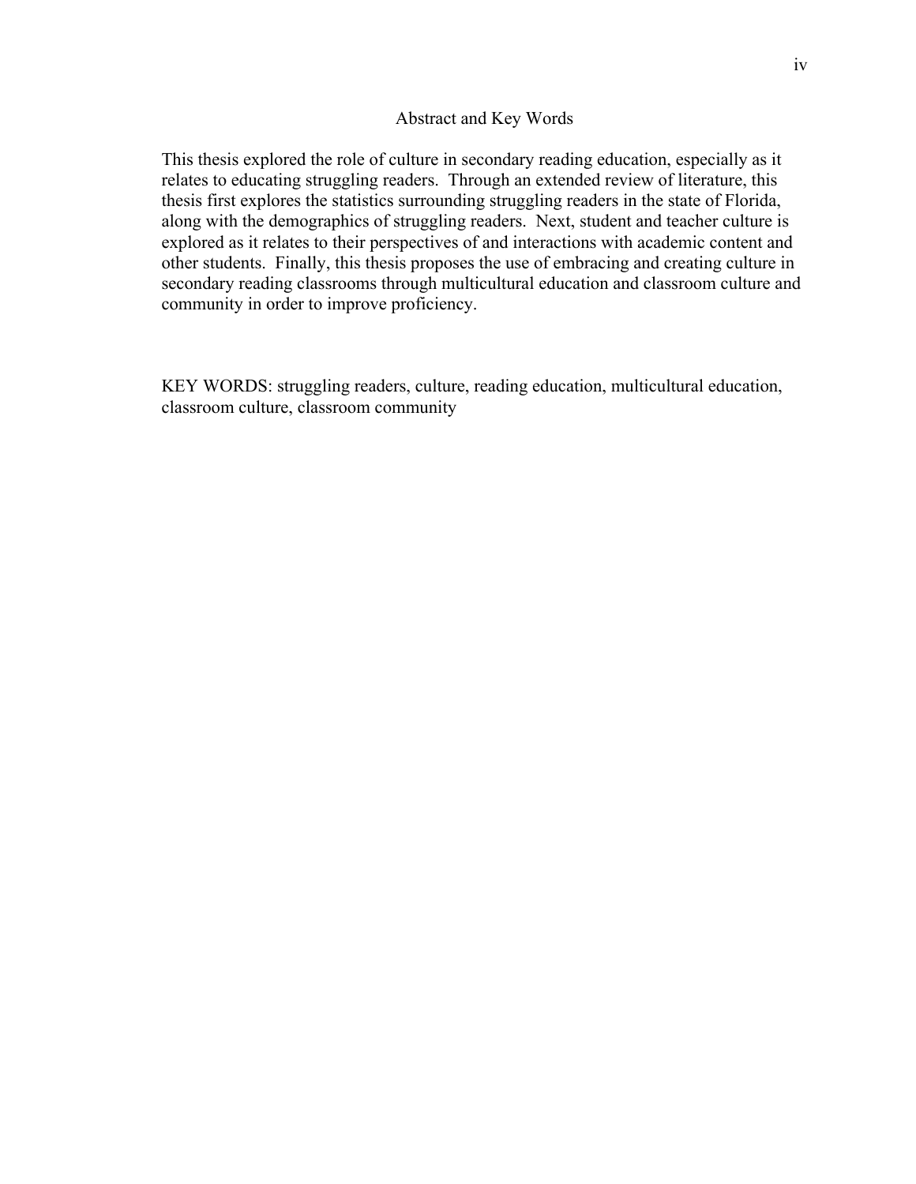## Abstract and Key Words

This thesis explored the role of culture in secondary reading education, especially as it relates to educating struggling readers. Through an extended review of literature, this thesis first explores the statistics surrounding struggling readers in the state of Florida, along with the demographics of struggling readers. Next, student and teacher culture is explored as it relates to their perspectives of and interactions with academic content and other students. Finally, this thesis proposes the use of embracing and creating culture in secondary reading classrooms through multicultural education and classroom culture and community in order to improve proficiency.

KEY WORDS: struggling readers, culture, reading education, multicultural education, classroom culture, classroom community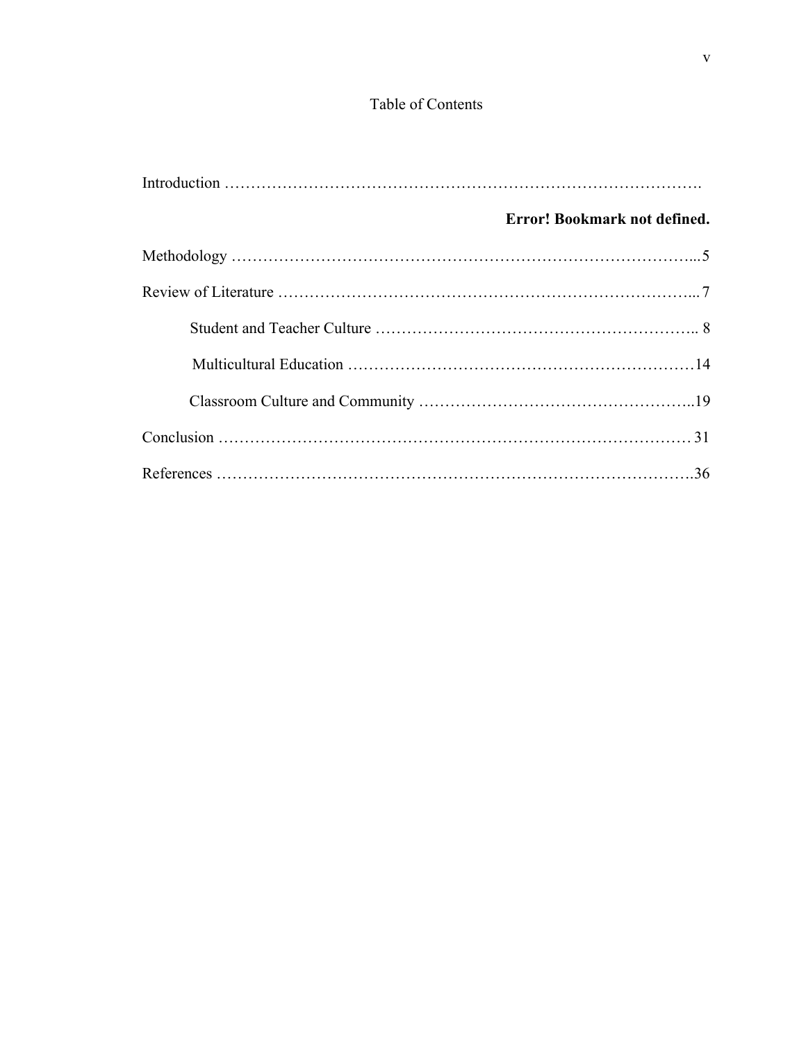# Table of Contents

Introduction ……………………………………………………………………………….

**Error! Bookmark not defined.**

Methodology ………………………………………………………………………….... 5

Review of Literature …………………………………………………………………... 7

    Student and Teacher Culture ………………………………………………….. 8

    Multicultural Education ………………………………………………………… 14

    Classroom Culture and Community ………………………………………….. 19

Conclusion …………………………………………………………………………… 31

References ……………………………………………………………………………. 36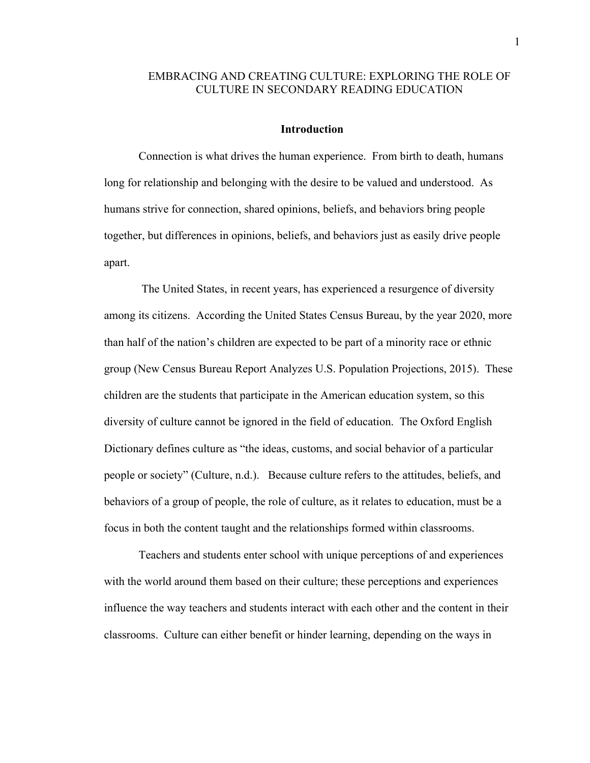# EMBRACING AND CREATING CULTURE: EXPLORING THE ROLE OF CULTURE IN SECONDARY READING EDUCATION

## Introduction

Connection is what drives the human experience. From birth to death, humans long for relationship and belonging with the desire to be valued and understood. As humans strive for connection, shared opinions, beliefs, and behaviors bring people together, but differences in opinions, beliefs, and behaviors just as easily drive people apart.

The United States, in recent years, has experienced a resurgence of diversity among its citizens. According the United States Census Bureau, by the year 2020, more than half of the nation's children are expected to be part of a minority race or ethnic group (New Census Bureau Report Analyzes U.S. Population Projections, 2015). These children are the students that participate in the American education system, so this diversity of culture cannot be ignored in the field of education. The Oxford English Dictionary defines culture as "the ideas, customs, and social behavior of a particular people or society" (Culture, n.d.). Because culture refers to the attitudes, beliefs, and behaviors of a group of people, the role of culture, as it relates to education, must be a focus in both the content taught and the relationships formed within classrooms.

Teachers and students enter school with unique perceptions of and experiences with the world around them based on their culture; these perceptions and experiences influence the way teachers and students interact with each other and the content in their classrooms. Culture can either benefit or hinder learning, depending on the ways in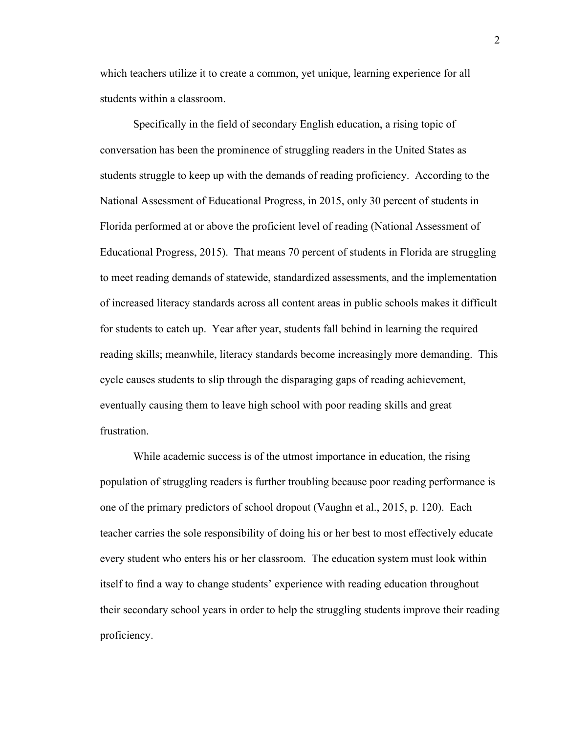which teachers utilize it to create a common, yet unique, learning experience for all students within a classroom.

Specifically in the field of secondary English education, a rising topic of conversation has been the prominence of struggling readers in the United States as students struggle to keep up with the demands of reading proficiency. According to the National Assessment of Educational Progress, in 2015, only 30 percent of students in Florida performed at or above the proficient level of reading (National Assessment of Educational Progress, 2015). That means 70 percent of students in Florida are struggling to meet reading demands of statewide, standardized assessments, and the implementation of increased literacy standards across all content areas in public schools makes it difficult for students to catch up. Year after year, students fall behind in learning the required reading skills; meanwhile, literacy standards become increasingly more demanding. This cycle causes students to slip through the disparaging gaps of reading achievement, eventually causing them to leave high school with poor reading skills and great frustration.

While academic success is of the utmost importance in education, the rising population of struggling readers is further troubling because poor reading performance is one of the primary predictors of school dropout (Vaughn et al., 2015, p. 120). Each teacher carries the sole responsibility of doing his or her best to most effectively educate every student who enters his or her classroom. The education system must look within itself to find a way to change students' experience with reading education throughout their secondary school years in order to help the struggling students improve their reading proficiency.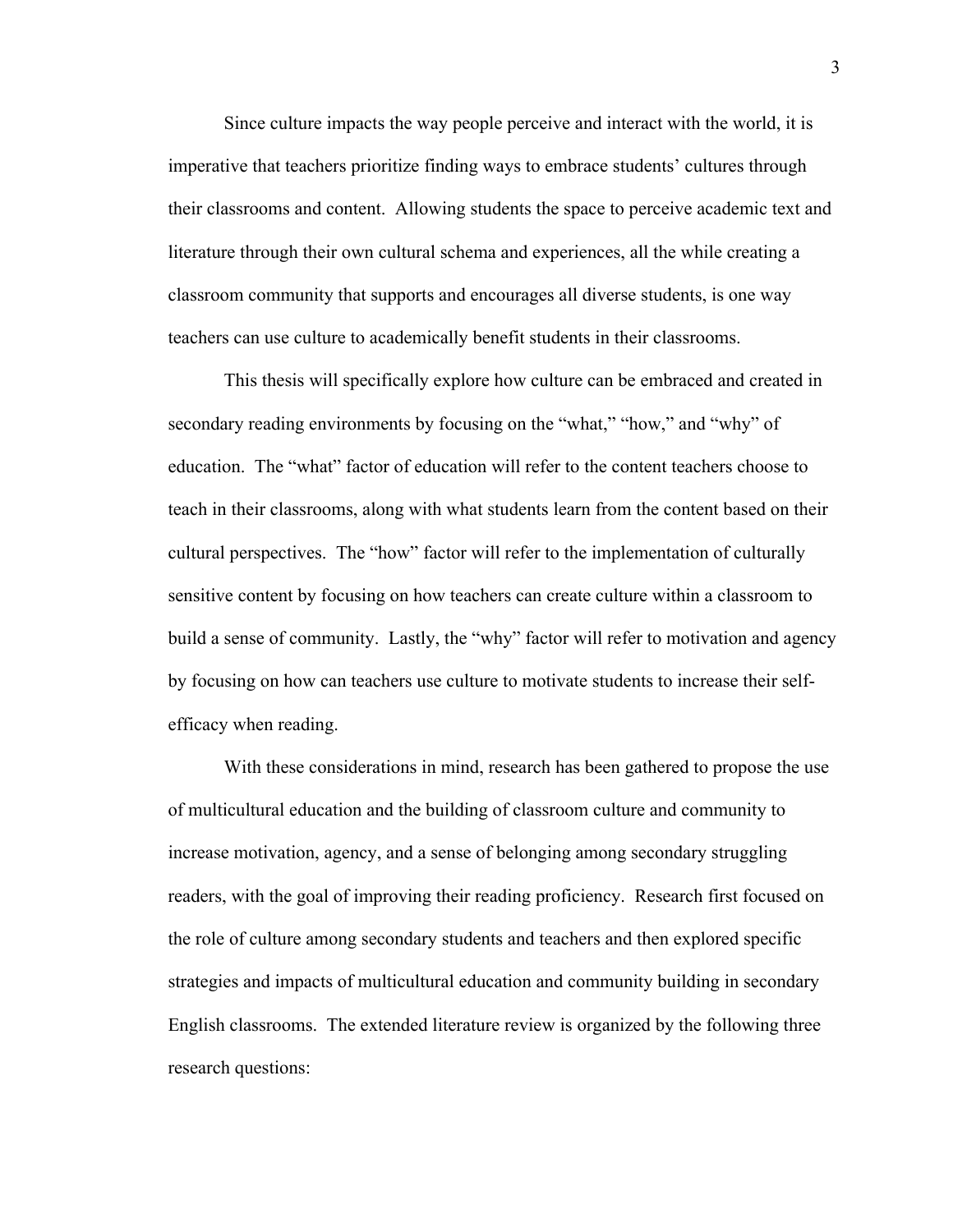Since culture impacts the way people perceive and interact with the world, it is imperative that teachers prioritize finding ways to embrace students' cultures through their classrooms and content. Allowing students the space to perceive academic text and literature through their own cultural schema and experiences, all the while creating a classroom community that supports and encourages all diverse students, is one way teachers can use culture to academically benefit students in their classrooms.

This thesis will specifically explore how culture can be embraced and created in secondary reading environments by focusing on the "what," "how," and "why" of education. The "what" factor of education will refer to the content teachers choose to teach in their classrooms, along with what students learn from the content based on their cultural perspectives. The "how" factor will refer to the implementation of culturally sensitive content by focusing on how teachers can create culture within a classroom to build a sense of community. Lastly, the "why" factor will refer to motivation and agency by focusing on how can teachers use culture to motivate students to increase their self-efficacy when reading.

With these considerations in mind, research has been gathered to propose the use of multicultural education and the building of classroom culture and community to increase motivation, agency, and a sense of belonging among secondary struggling readers, with the goal of improving their reading proficiency. Research first focused on the role of culture among secondary students and teachers and then explored specific strategies and impacts of multicultural education and community building in secondary English classrooms. The extended literature review is organized by the following three research questions: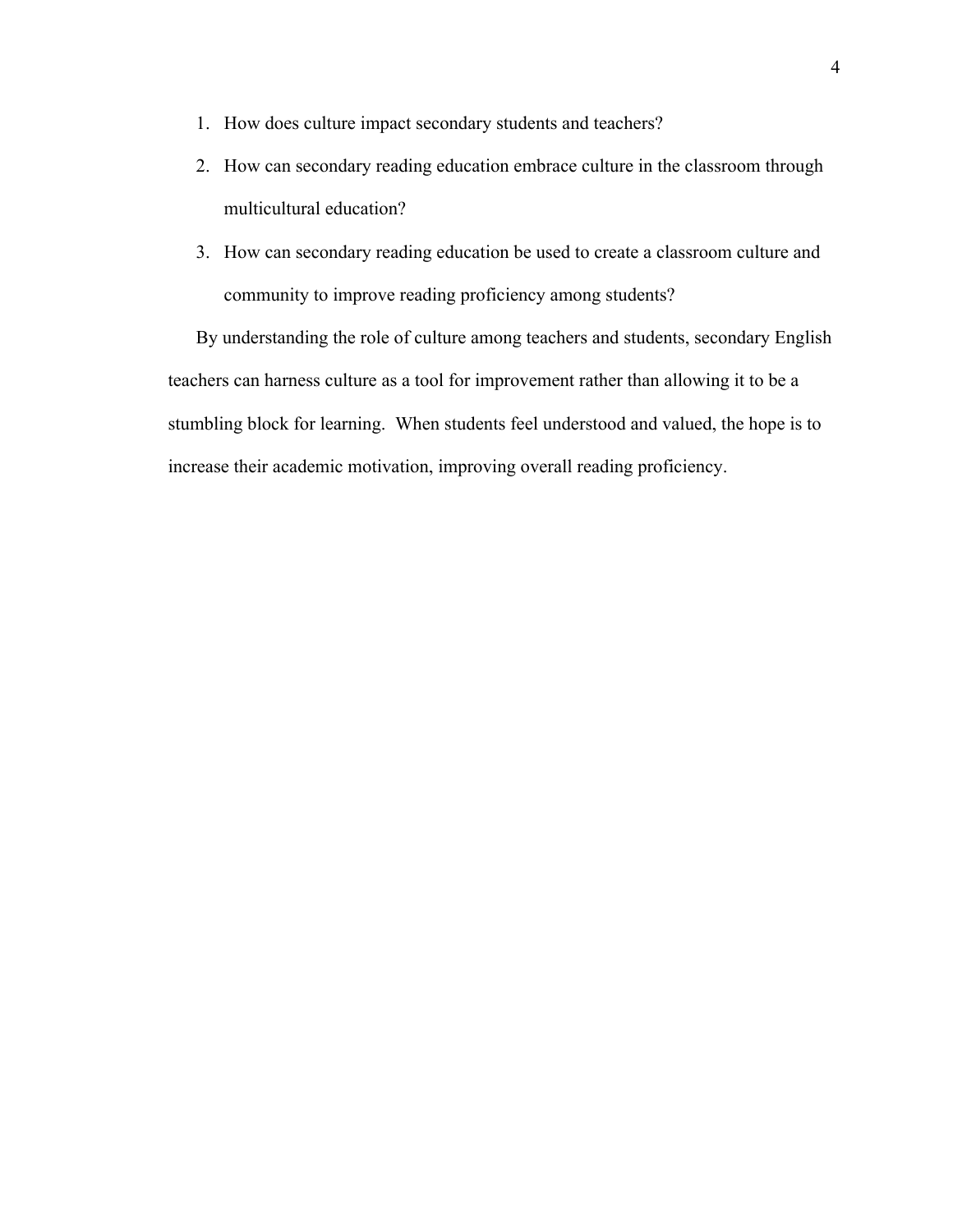1. How does culture impact secondary students and teachers?
2. How can secondary reading education embrace culture in the classroom through multicultural education?
3. How can secondary reading education be used to create a classroom culture and community to improve reading proficiency among students?

By understanding the role of culture among teachers and students, secondary English teachers can harness culture as a tool for improvement rather than allowing it to be a stumbling block for learning. When students feel understood and valued, the hope is to increase their academic motivation, improving overall reading proficiency.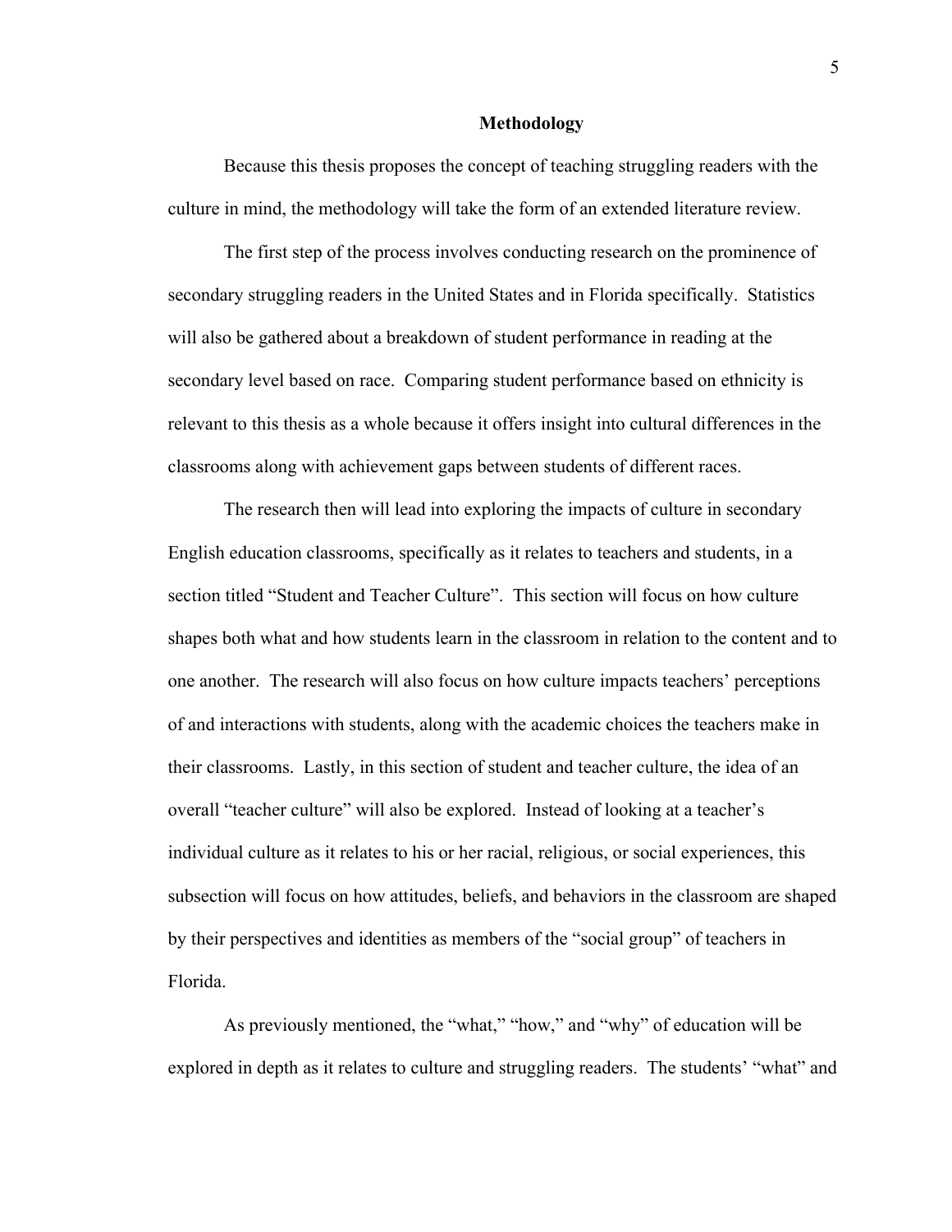## Methodology

Because this thesis proposes the concept of teaching struggling readers with the culture in mind, the methodology will take the form of an extended literature review.

The first step of the process involves conducting research on the prominence of secondary struggling readers in the United States and in Florida specifically. Statistics will also be gathered about a breakdown of student performance in reading at the secondary level based on race. Comparing student performance based on ethnicity is relevant to this thesis as a whole because it offers insight into cultural differences in the classrooms along with achievement gaps between students of different races.

The research then will lead into exploring the impacts of culture in secondary English education classrooms, specifically as it relates to teachers and students, in a section titled "Student and Teacher Culture". This section will focus on how culture shapes both what and how students learn in the classroom in relation to the content and to one another. The research will also focus on how culture impacts teachers' perceptions of and interactions with students, along with the academic choices the teachers make in their classrooms. Lastly, in this section of student and teacher culture, the idea of an overall "teacher culture" will also be explored. Instead of looking at a teacher's individual culture as it relates to his or her racial, religious, or social experiences, this subsection will focus on how attitudes, beliefs, and behaviors in the classroom are shaped by their perspectives and identities as members of the "social group" of teachers in Florida.

As previously mentioned, the "what," "how," and "why" of education will be explored in depth as it relates to culture and struggling readers. The students' "what" and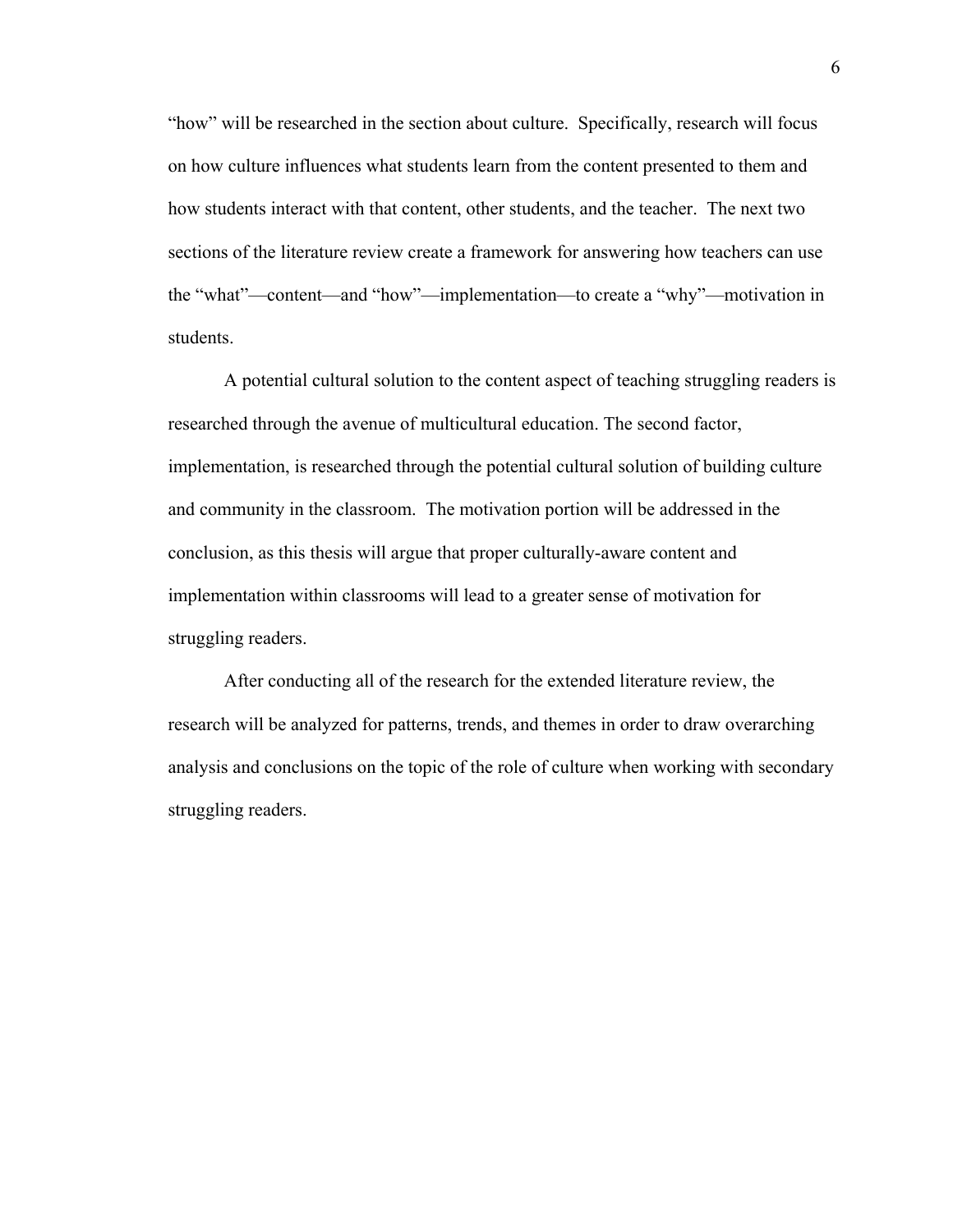"how" will be researched in the section about culture.  Specifically, research will focus on how culture influences what students learn from the content presented to them and how students interact with that content, other students, and the teacher.  The next two sections of the literature review create a framework for answering how teachers can use the "what"—content—and "how"—implementation—to create a "why"—motivation in students.

A potential cultural solution to the content aspect of teaching struggling readers is researched through the avenue of multicultural education. The second factor, implementation, is researched through the potential cultural solution of building culture and community in the classroom.  The motivation portion will be addressed in the conclusion, as this thesis will argue that proper culturally-aware content and implementation within classrooms will lead to a greater sense of motivation for struggling readers.

After conducting all of the research for the extended literature review, the research will be analyzed for patterns, trends, and themes in order to draw overarching analysis and conclusions on the topic of the role of culture when working with secondary struggling readers.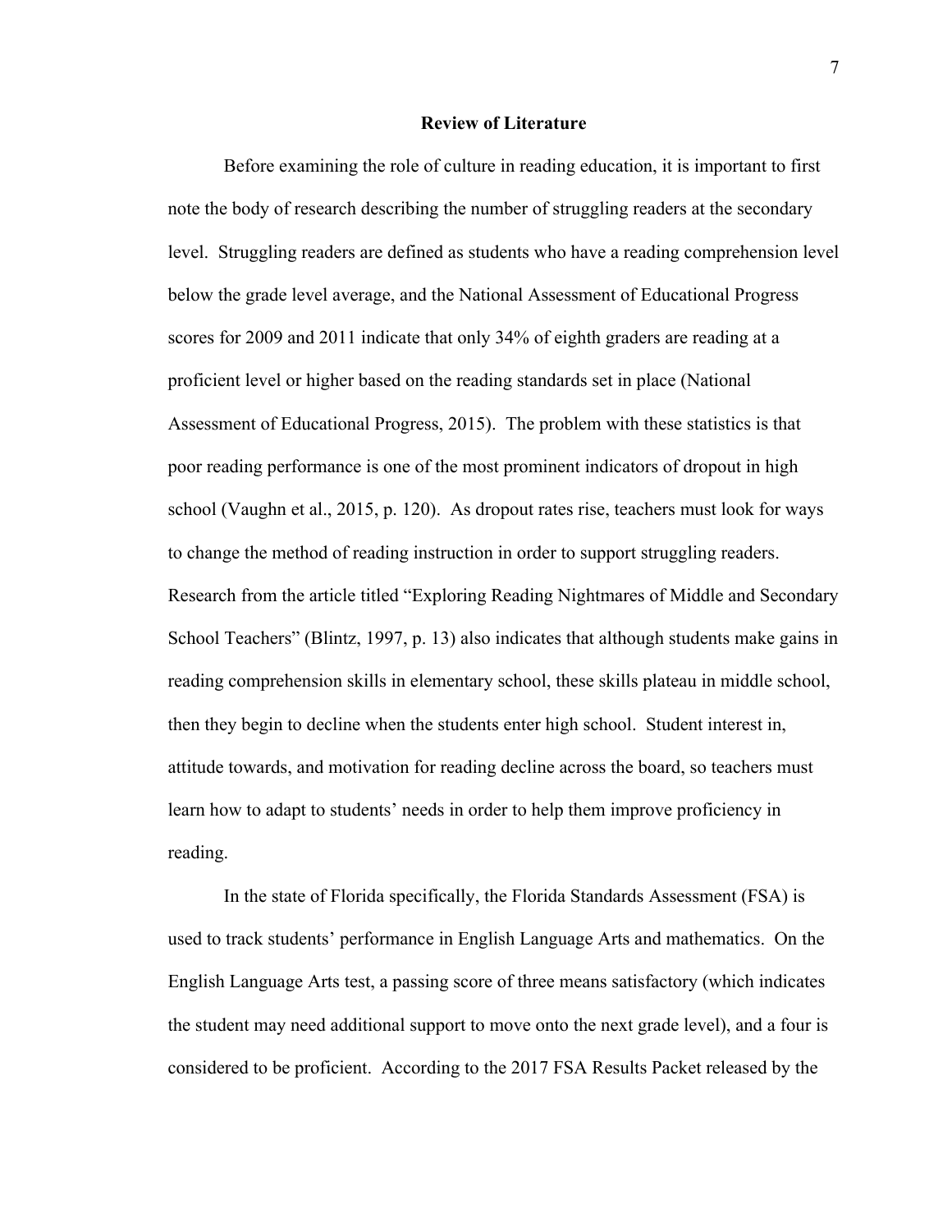## Review of Literature

Before examining the role of culture in reading education, it is important to first note the body of research describing the number of struggling readers at the secondary level. Struggling readers are defined as students who have a reading comprehension level below the grade level average, and the National Assessment of Educational Progress scores for 2009 and 2011 indicate that only 34% of eighth graders are reading at a proficient level or higher based on the reading standards set in place (National Assessment of Educational Progress, 2015). The problem with these statistics is that poor reading performance is one of the most prominent indicators of dropout in high school (Vaughn et al., 2015, p. 120). As dropout rates rise, teachers must look for ways to change the method of reading instruction in order to support struggling readers. Research from the article titled "Exploring Reading Nightmares of Middle and Secondary School Teachers" (Blintz, 1997, p. 13) also indicates that although students make gains in reading comprehension skills in elementary school, these skills plateau in middle school, then they begin to decline when the students enter high school. Student interest in, attitude towards, and motivation for reading decline across the board, so teachers must learn how to adapt to students' needs in order to help them improve proficiency in reading.

In the state of Florida specifically, the Florida Standards Assessment (FSA) is used to track students' performance in English Language Arts and mathematics. On the English Language Arts test, a passing score of three means satisfactory (which indicates the student may need additional support to move onto the next grade level), and a four is considered to be proficient. According to the 2017 FSA Results Packet released by the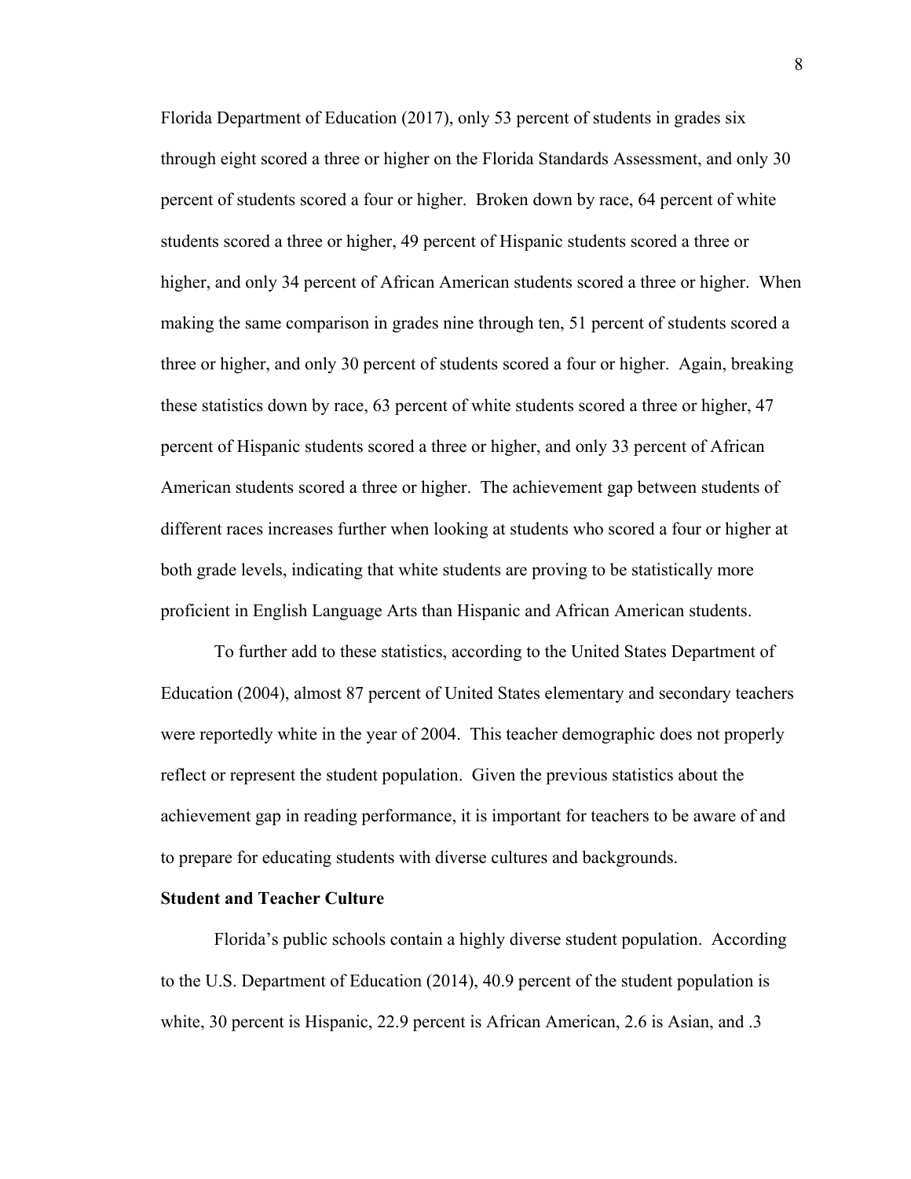Florida Department of Education (2017), only 53 percent of students in grades six through eight scored a three or higher on the Florida Standards Assessment, and only 30 percent of students scored a four or higher. Broken down by race, 64 percent of white students scored a three or higher, 49 percent of Hispanic students scored a three or higher, and only 34 percent of African American students scored a three or higher. When making the same comparison in grades nine through ten, 51 percent of students scored a three or higher, and only 30 percent of students scored a four or higher. Again, breaking these statistics down by race, 63 percent of white students scored a three or higher, 47 percent of Hispanic students scored a three or higher, and only 33 percent of African American students scored a three or higher. The achievement gap between students of different races increases further when looking at students who scored a four or higher at both grade levels, indicating that white students are proving to be statistically more proficient in English Language Arts than Hispanic and African American students.

To further add to these statistics, according to the United States Department of Education (2004), almost 87 percent of United States elementary and secondary teachers were reportedly white in the year of 2004. This teacher demographic does not properly reflect or represent the student population. Given the previous statistics about the achievement gap in reading performance, it is important for teachers to be aware of and to prepare for educating students with diverse cultures and backgrounds.

**Student and Teacher Culture**

Florida's public schools contain a highly diverse student population. According to the U.S. Department of Education (2014), 40.9 percent of the student population is white, 30 percent is Hispanic, 22.9 percent is African American, 2.6 is Asian, and .3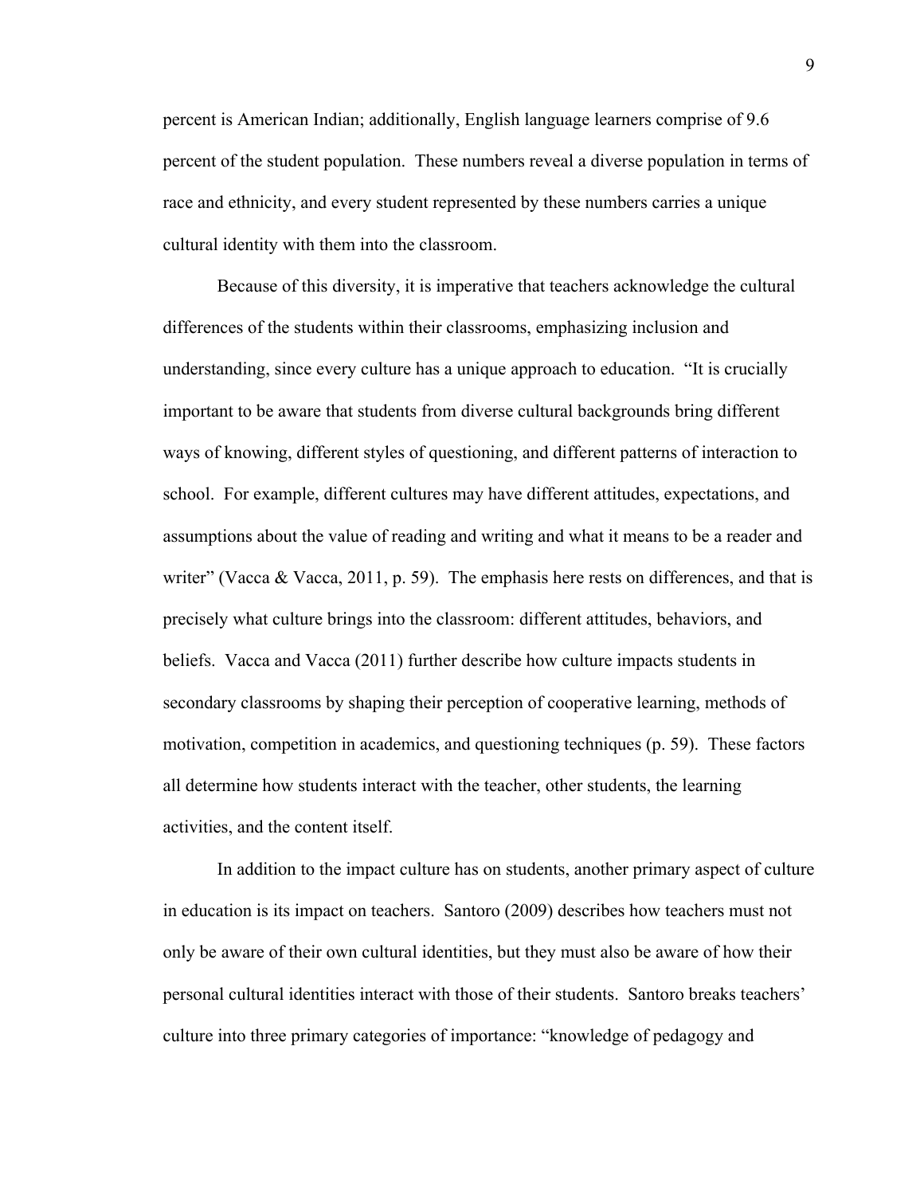percent is American Indian; additionally, English language learners comprise of 9.6 percent of the student population. These numbers reveal a diverse population in terms of race and ethnicity, and every student represented by these numbers carries a unique cultural identity with them into the classroom.

Because of this diversity, it is imperative that teachers acknowledge the cultural differences of the students within their classrooms, emphasizing inclusion and understanding, since every culture has a unique approach to education. "It is crucially important to be aware that students from diverse cultural backgrounds bring different ways of knowing, different styles of questioning, and different patterns of interaction to school. For example, different cultures may have different attitudes, expectations, and assumptions about the value of reading and writing and what it means to be a reader and writer" (Vacca & Vacca, 2011, p. 59). The emphasis here rests on differences, and that is precisely what culture brings into the classroom: different attitudes, behaviors, and beliefs. Vacca and Vacca (2011) further describe how culture impacts students in secondary classrooms by shaping their perception of cooperative learning, methods of motivation, competition in academics, and questioning techniques (p. 59). These factors all determine how students interact with the teacher, other students, the learning activities, and the content itself.

In addition to the impact culture has on students, another primary aspect of culture in education is its impact on teachers. Santoro (2009) describes how teachers must not only be aware of their own cultural identities, but they must also be aware of how their personal cultural identities interact with those of their students. Santoro breaks teachers' culture into three primary categories of importance: "knowledge of pedagogy and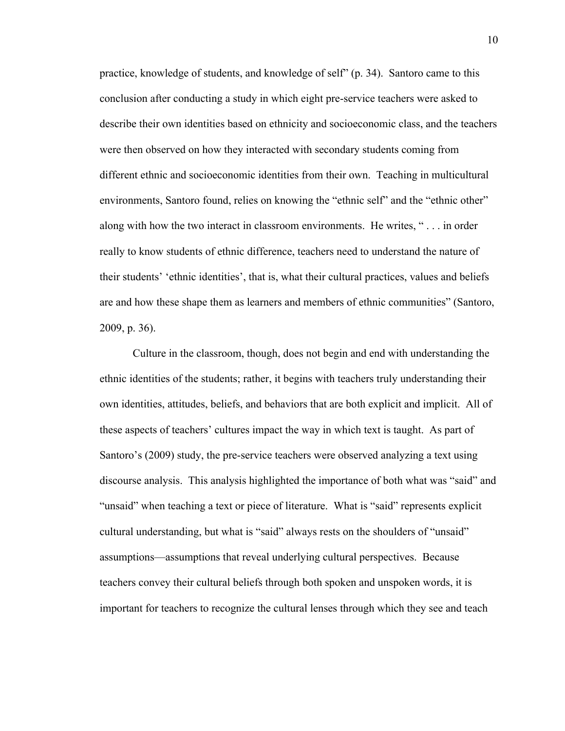practice, knowledge of students, and knowledge of self" (p. 34). Santoro came to this conclusion after conducting a study in which eight pre-service teachers were asked to describe their own identities based on ethnicity and socioeconomic class, and the teachers were then observed on how they interacted with secondary students coming from different ethnic and socioeconomic identities from their own. Teaching in multicultural environments, Santoro found, relies on knowing the "ethnic self" and the "ethnic other" along with how the two interact in classroom environments. He writes, " . . . in order really to know students of ethnic difference, teachers need to understand the nature of their students' 'ethnic identities', that is, what their cultural practices, values and beliefs are and how these shape them as learners and members of ethnic communities" (Santoro, 2009, p. 36).

Culture in the classroom, though, does not begin and end with understanding the ethnic identities of the students; rather, it begins with teachers truly understanding their own identities, attitudes, beliefs, and behaviors that are both explicit and implicit. All of these aspects of teachers' cultures impact the way in which text is taught. As part of Santoro's (2009) study, the pre-service teachers were observed analyzing a text using discourse analysis. This analysis highlighted the importance of both what was "said" and "unsaid" when teaching a text or piece of literature. What is "said" represents explicit cultural understanding, but what is "said" always rests on the shoulders of "unsaid" assumptions—assumptions that reveal underlying cultural perspectives. Because teachers convey their cultural beliefs through both spoken and unspoken words, it is important for teachers to recognize the cultural lenses through which they see and teach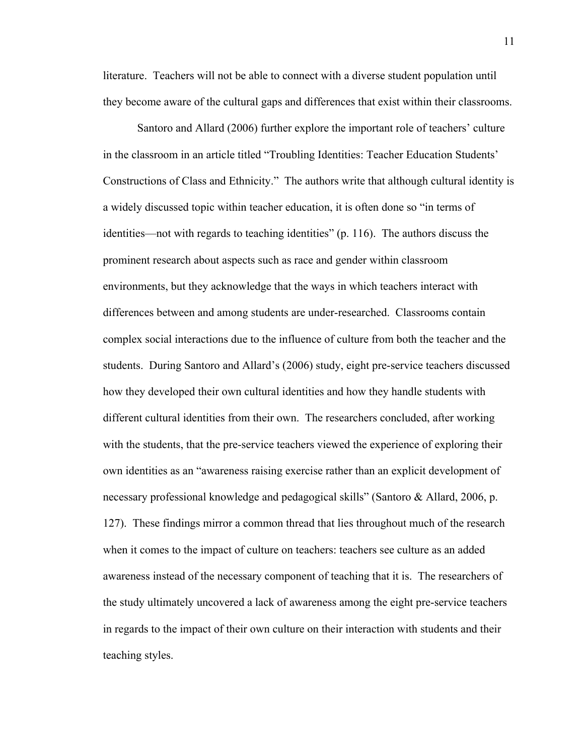literature. Teachers will not be able to connect with a diverse student population until they become aware of the cultural gaps and differences that exist within their classrooms.

Santoro and Allard (2006) further explore the important role of teachers' culture in the classroom in an article titled "Troubling Identities: Teacher Education Students' Constructions of Class and Ethnicity." The authors write that although cultural identity is a widely discussed topic within teacher education, it is often done so "in terms of identities—not with regards to teaching identities" (p. 116). The authors discuss the prominent research about aspects such as race and gender within classroom environments, but they acknowledge that the ways in which teachers interact with differences between and among students are under-researched. Classrooms contain complex social interactions due to the influence of culture from both the teacher and the students. During Santoro and Allard's (2006) study, eight pre-service teachers discussed how they developed their own cultural identities and how they handle students with different cultural identities from their own. The researchers concluded, after working with the students, that the pre-service teachers viewed the experience of exploring their own identities as an "awareness raising exercise rather than an explicit development of necessary professional knowledge and pedagogical skills" (Santoro & Allard, 2006, p. 127). These findings mirror a common thread that lies throughout much of the research when it comes to the impact of culture on teachers: teachers see culture as an added awareness instead of the necessary component of teaching that it is. The researchers of the study ultimately uncovered a lack of awareness among the eight pre-service teachers in regards to the impact of their own culture on their interaction with students and their teaching styles.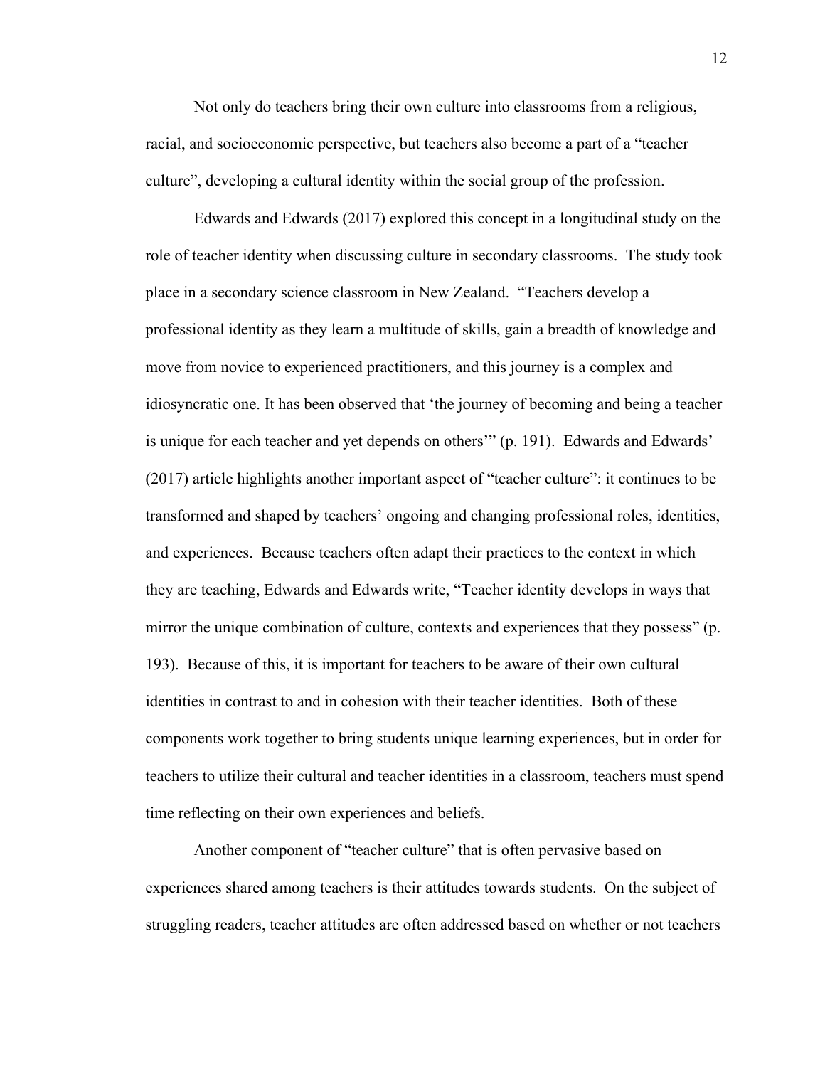Not only do teachers bring their own culture into classrooms from a religious, racial, and socioeconomic perspective, but teachers also become a part of a "teacher culture", developing a cultural identity within the social group of the profession.

Edwards and Edwards (2017) explored this concept in a longitudinal study on the role of teacher identity when discussing culture in secondary classrooms. The study took place in a secondary science classroom in New Zealand. "Teachers develop a professional identity as they learn a multitude of skills, gain a breadth of knowledge and move from novice to experienced practitioners, and this journey is a complex and idiosyncratic one. It has been observed that 'the journey of becoming and being a teacher is unique for each teacher and yet depends on others'" (p. 191). Edwards and Edwards' (2017) article highlights another important aspect of "teacher culture": it continues to be transformed and shaped by teachers' ongoing and changing professional roles, identities, and experiences. Because teachers often adapt their practices to the context in which they are teaching, Edwards and Edwards write, "Teacher identity develops in ways that mirror the unique combination of culture, contexts and experiences that they possess" (p. 193). Because of this, it is important for teachers to be aware of their own cultural identities in contrast to and in cohesion with their teacher identities. Both of these components work together to bring students unique learning experiences, but in order for teachers to utilize their cultural and teacher identities in a classroom, teachers must spend time reflecting on their own experiences and beliefs.

Another component of "teacher culture" that is often pervasive based on experiences shared among teachers is their attitudes towards students. On the subject of struggling readers, teacher attitudes are often addressed based on whether or not teachers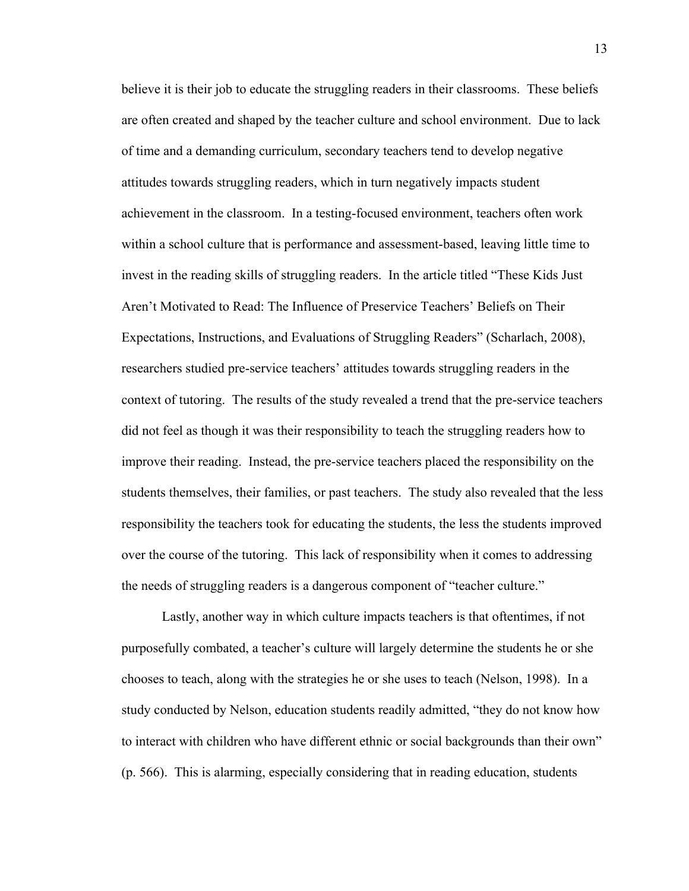believe it is their job to educate the struggling readers in their classrooms. These beliefs are often created and shaped by the teacher culture and school environment. Due to lack of time and a demanding curriculum, secondary teachers tend to develop negative attitudes towards struggling readers, which in turn negatively impacts student achievement in the classroom. In a testing-focused environment, teachers often work within a school culture that is performance and assessment-based, leaving little time to invest in the reading skills of struggling readers. In the article titled "These Kids Just Aren't Motivated to Read: The Influence of Preservice Teachers' Beliefs on Their Expectations, Instructions, and Evaluations of Struggling Readers" (Scharlach, 2008), researchers studied pre-service teachers' attitudes towards struggling readers in the context of tutoring. The results of the study revealed a trend that the pre-service teachers did not feel as though it was their responsibility to teach the struggling readers how to improve their reading. Instead, the pre-service teachers placed the responsibility on the students themselves, their families, or past teachers. The study also revealed that the less responsibility the teachers took for educating the students, the less the students improved over the course of the tutoring. This lack of responsibility when it comes to addressing the needs of struggling readers is a dangerous component of "teacher culture."

Lastly, another way in which culture impacts teachers is that oftentimes, if not purposefully combated, a teacher's culture will largely determine the students he or she chooses to teach, along with the strategies he or she uses to teach (Nelson, 1998). In a study conducted by Nelson, education students readily admitted, "they do not know how to interact with children who have different ethnic or social backgrounds than their own" (p. 566). This is alarming, especially considering that in reading education, students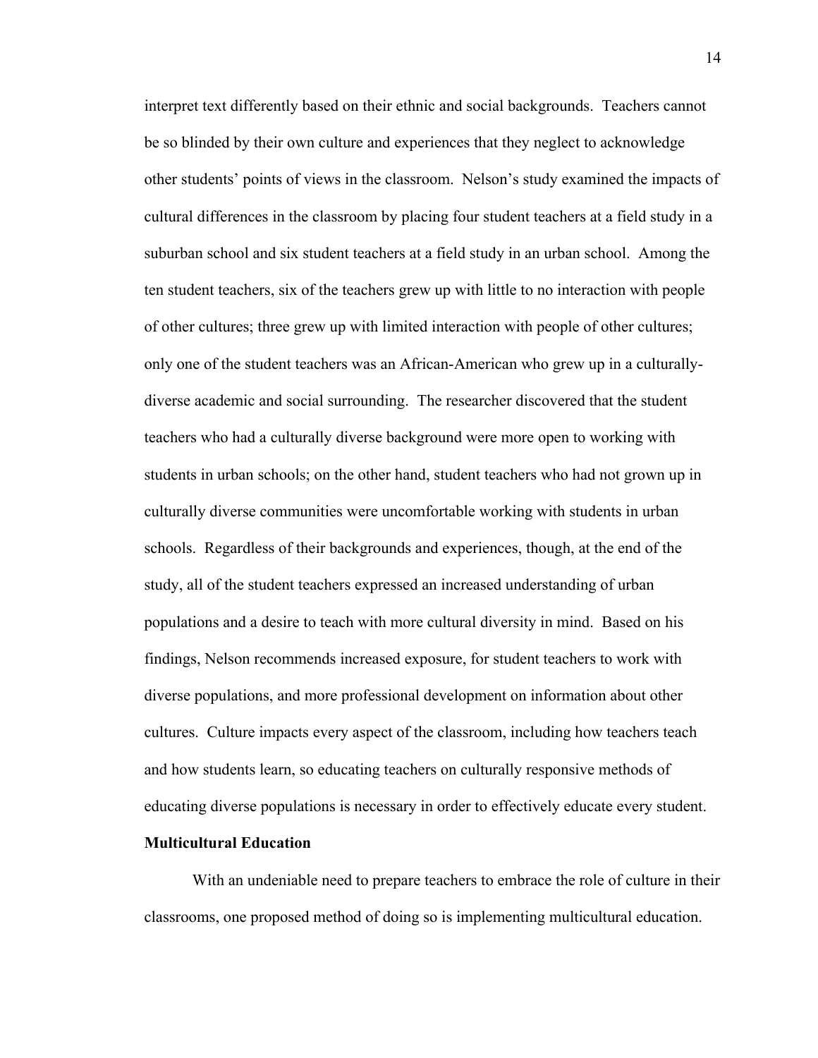interpret text differently based on their ethnic and social backgrounds. Teachers cannot be so blinded by their own culture and experiences that they neglect to acknowledge other students' points of views in the classroom. Nelson's study examined the impacts of cultural differences in the classroom by placing four student teachers at a field study in a suburban school and six student teachers at a field study in an urban school. Among the ten student teachers, six of the teachers grew up with little to no interaction with people of other cultures; three grew up with limited interaction with people of other cultures; only one of the student teachers was an African-American who grew up in a culturally-diverse academic and social surrounding. The researcher discovered that the student teachers who had a culturally diverse background were more open to working with students in urban schools; on the other hand, student teachers who had not grown up in culturally diverse communities were uncomfortable working with students in urban schools. Regardless of their backgrounds and experiences, though, at the end of the study, all of the student teachers expressed an increased understanding of urban populations and a desire to teach with more cultural diversity in mind. Based on his findings, Nelson recommends increased exposure, for student teachers to work with diverse populations, and more professional development on information about other cultures. Culture impacts every aspect of the classroom, including how teachers teach and how students learn, so educating teachers on culturally responsive methods of educating diverse populations is necessary in order to effectively educate every student.

**Multicultural Education**

With an undeniable need to prepare teachers to embrace the role of culture in their classrooms, one proposed method of doing so is implementing multicultural education.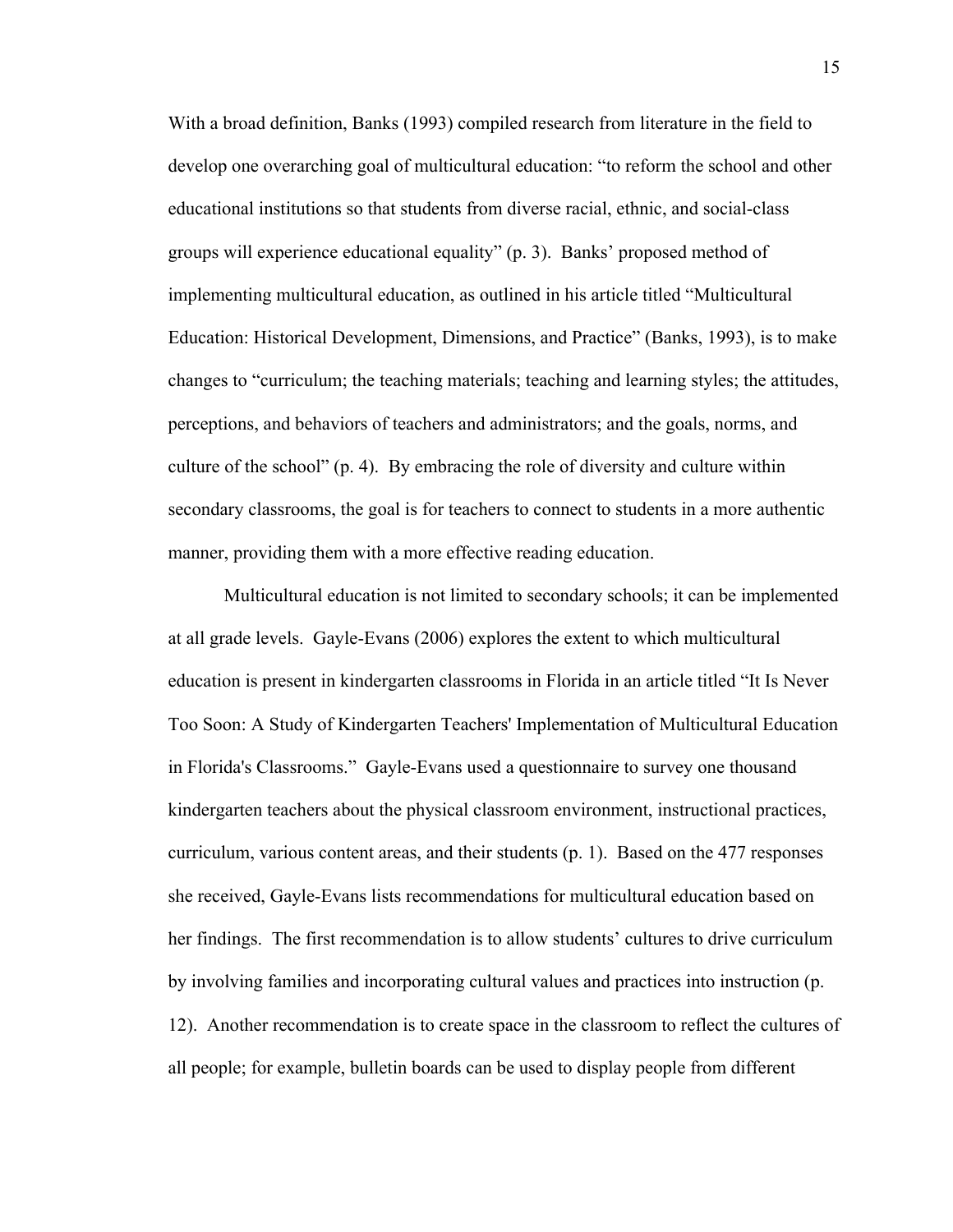With a broad definition, Banks (1993) compiled research from literature in the field to develop one overarching goal of multicultural education: "to reform the school and other educational institutions so that students from diverse racial, ethnic, and social-class groups will experience educational equality" (p. 3). Banks' proposed method of implementing multicultural education, as outlined in his article titled "Multicultural Education: Historical Development, Dimensions, and Practice" (Banks, 1993), is to make changes to "curriculum; the teaching materials; teaching and learning styles; the attitudes, perceptions, and behaviors of teachers and administrators; and the goals, norms, and culture of the school" (p. 4). By embracing the role of diversity and culture within secondary classrooms, the goal is for teachers to connect to students in a more authentic manner, providing them with a more effective reading education.

Multicultural education is not limited to secondary schools; it can be implemented at all grade levels. Gayle-Evans (2006) explores the extent to which multicultural education is present in kindergarten classrooms in Florida in an article titled "It Is Never Too Soon: A Study of Kindergarten Teachers' Implementation of Multicultural Education in Florida's Classrooms." Gayle-Evans used a questionnaire to survey one thousand kindergarten teachers about the physical classroom environment, instructional practices, curriculum, various content areas, and their students (p. 1). Based on the 477 responses she received, Gayle-Evans lists recommendations for multicultural education based on her findings. The first recommendation is to allow students' cultures to drive curriculum by involving families and incorporating cultural values and practices into instruction (p. 12). Another recommendation is to create space in the classroom to reflect the cultures of all people; for example, bulletin boards can be used to display people from different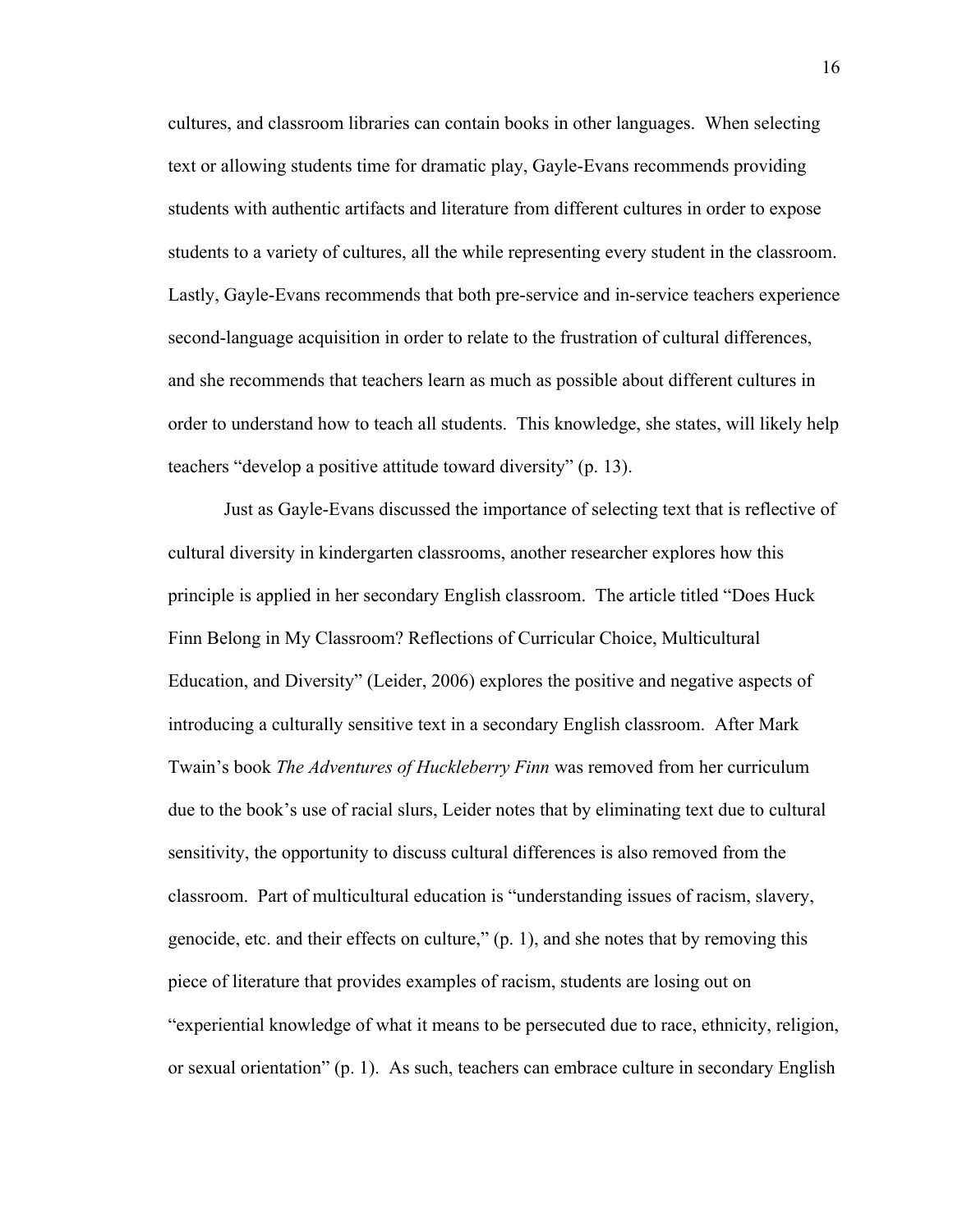cultures, and classroom libraries can contain books in other languages. When selecting text or allowing students time for dramatic play, Gayle-Evans recommends providing students with authentic artifacts and literature from different cultures in order to expose students to a variety of cultures, all the while representing every student in the classroom. Lastly, Gayle-Evans recommends that both pre-service and in-service teachers experience second-language acquisition in order to relate to the frustration of cultural differences, and she recommends that teachers learn as much as possible about different cultures in order to understand how to teach all students. This knowledge, she states, will likely help teachers "develop a positive attitude toward diversity" (p. 13).

Just as Gayle-Evans discussed the importance of selecting text that is reflective of cultural diversity in kindergarten classrooms, another researcher explores how this principle is applied in her secondary English classroom. The article titled "Does Huck Finn Belong in My Classroom? Reflections of Curricular Choice, Multicultural Education, and Diversity" (Leider, 2006) explores the positive and negative aspects of introducing a culturally sensitive text in a secondary English classroom. After Mark Twain's book *The Adventures of Huckleberry Finn* was removed from her curriculum due to the book's use of racial slurs, Leider notes that by eliminating text due to cultural sensitivity, the opportunity to discuss cultural differences is also removed from the classroom. Part of multicultural education is "understanding issues of racism, slavery, genocide, etc. and their effects on culture," (p. 1), and she notes that by removing this piece of literature that provides examples of racism, students are losing out on "experiential knowledge of what it means to be persecuted due to race, ethnicity, religion, or sexual orientation" (p. 1). As such, teachers can embrace culture in secondary English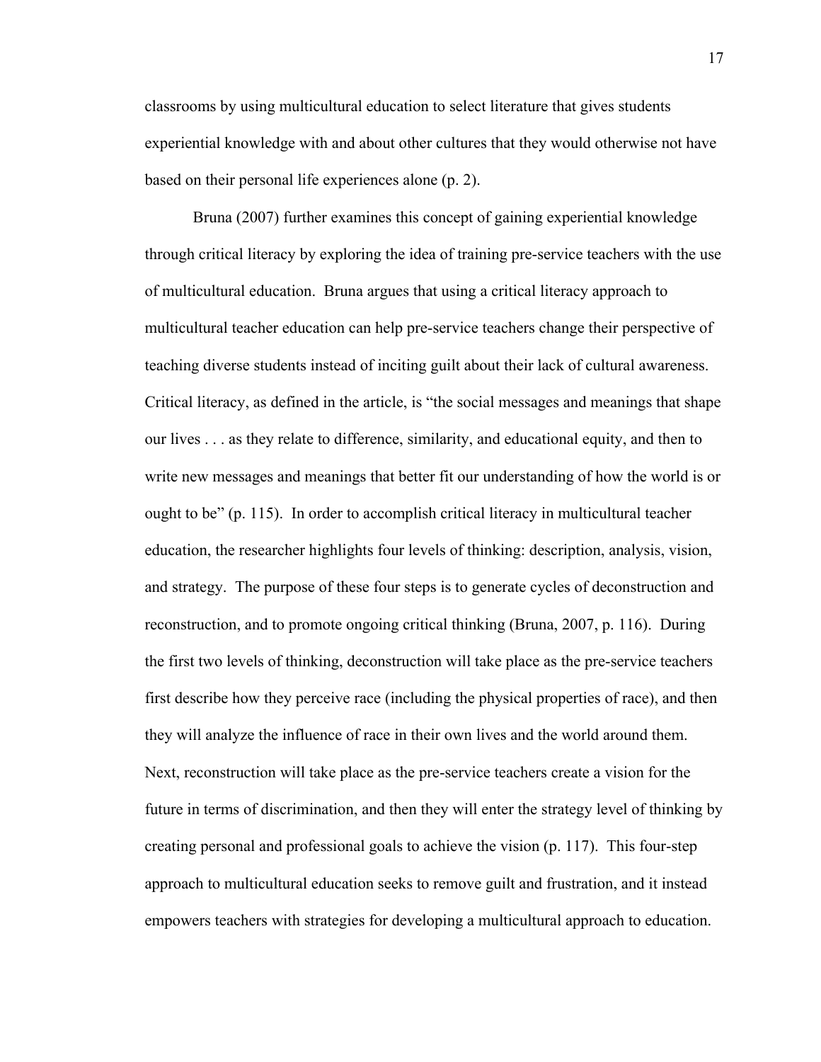classrooms by using multicultural education to select literature that gives students experiential knowledge with and about other cultures that they would otherwise not have based on their personal life experiences alone (p. 2).

Bruna (2007) further examines this concept of gaining experiential knowledge through critical literacy by exploring the idea of training pre-service teachers with the use of multicultural education. Bruna argues that using a critical literacy approach to multicultural teacher education can help pre-service teachers change their perspective of teaching diverse students instead of inciting guilt about their lack of cultural awareness. Critical literacy, as defined in the article, is "the social messages and meanings that shape our lives . . . as they relate to difference, similarity, and educational equity, and then to write new messages and meanings that better fit our understanding of how the world is or ought to be" (p. 115). In order to accomplish critical literacy in multicultural teacher education, the researcher highlights four levels of thinking: description, analysis, vision, and strategy. The purpose of these four steps is to generate cycles of deconstruction and reconstruction, and to promote ongoing critical thinking (Bruna, 2007, p. 116). During the first two levels of thinking, deconstruction will take place as the pre-service teachers first describe how they perceive race (including the physical properties of race), and then they will analyze the influence of race in their own lives and the world around them. Next, reconstruction will take place as the pre-service teachers create a vision for the future in terms of discrimination, and then they will enter the strategy level of thinking by creating personal and professional goals to achieve the vision (p. 117). This four-step approach to multicultural education seeks to remove guilt and frustration, and it instead empowers teachers with strategies for developing a multicultural approach to education.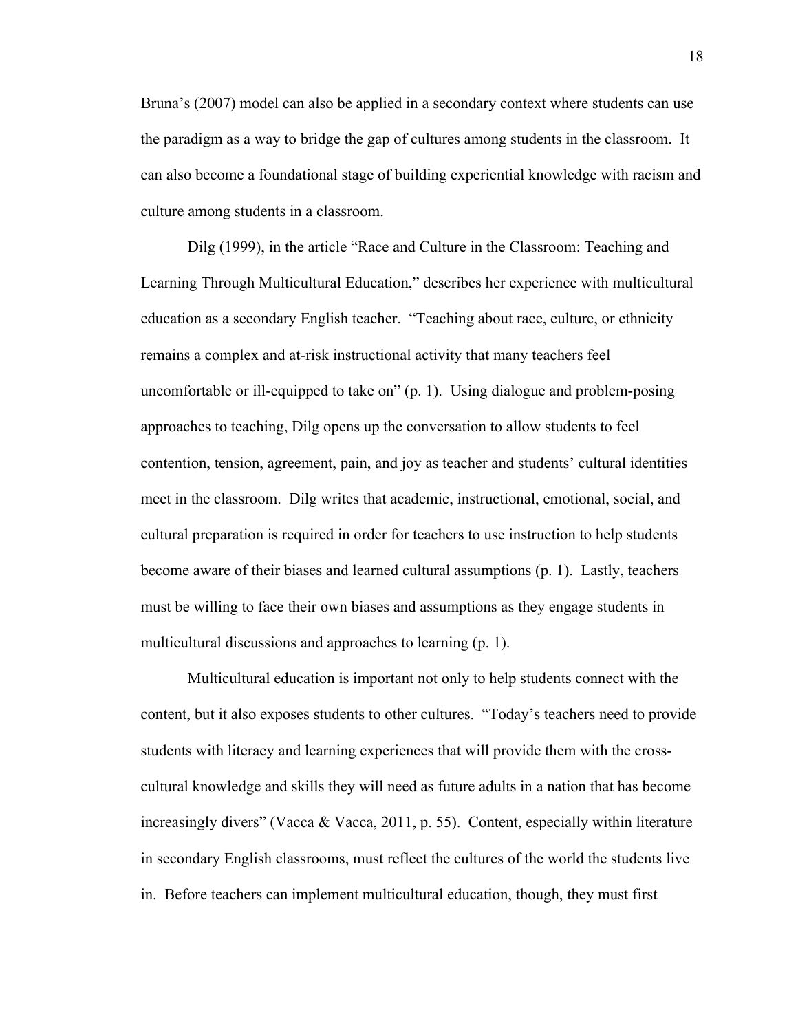Bruna's (2007) model can also be applied in a secondary context where students can use the paradigm as a way to bridge the gap of cultures among students in the classroom. It can also become a foundational stage of building experiential knowledge with racism and culture among students in a classroom.

Dilg (1999), in the article "Race and Culture in the Classroom: Teaching and Learning Through Multicultural Education," describes her experience with multicultural education as a secondary English teacher. "Teaching about race, culture, or ethnicity remains a complex and at-risk instructional activity that many teachers feel uncomfortable or ill-equipped to take on" (p. 1). Using dialogue and problem-posing approaches to teaching, Dilg opens up the conversation to allow students to feel contention, tension, agreement, pain, and joy as teacher and students' cultural identities meet in the classroom. Dilg writes that academic, instructional, emotional, social, and cultural preparation is required in order for teachers to use instruction to help students become aware of their biases and learned cultural assumptions (p. 1). Lastly, teachers must be willing to face their own biases and assumptions as they engage students in multicultural discussions and approaches to learning (p. 1).

Multicultural education is important not only to help students connect with the content, but it also exposes students to other cultures. "Today's teachers need to provide students with literacy and learning experiences that will provide them with the cross-cultural knowledge and skills they will need as future adults in a nation that has become increasingly divers" (Vacca & Vacca, 2011, p. 55). Content, especially within literature in secondary English classrooms, must reflect the cultures of the world the students live in. Before teachers can implement multicultural education, though, they must first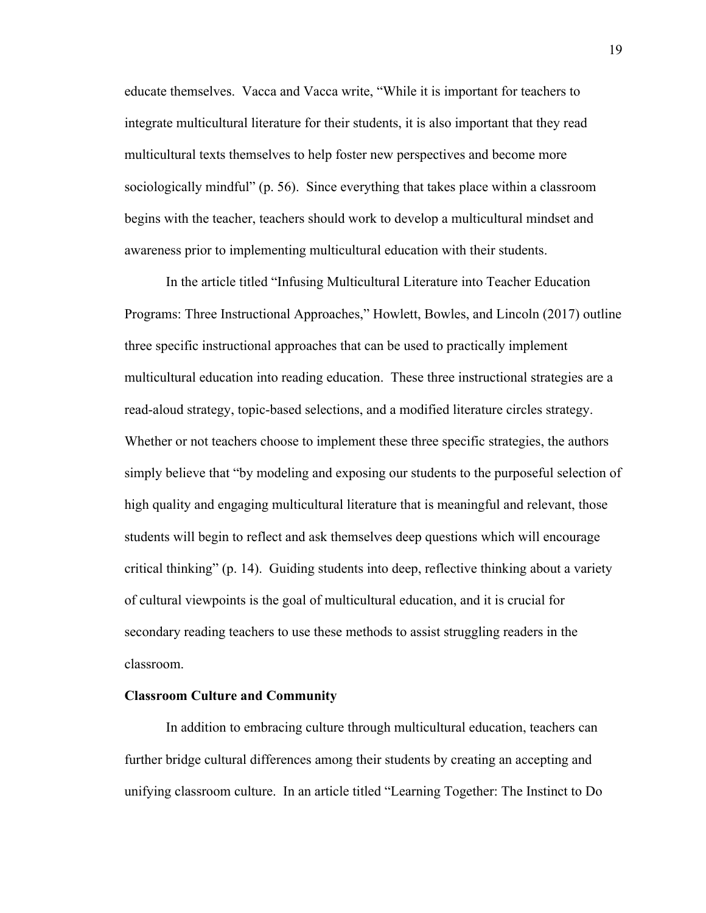educate themselves. Vacca and Vacca write, "While it is important for teachers to integrate multicultural literature for their students, it is also important that they read multicultural texts themselves to help foster new perspectives and become more sociologically mindful" (p. 56). Since everything that takes place within a classroom begins with the teacher, teachers should work to develop a multicultural mindset and awareness prior to implementing multicultural education with their students.

In the article titled "Infusing Multicultural Literature into Teacher Education Programs: Three Instructional Approaches," Howlett, Bowles, and Lincoln (2017) outline three specific instructional approaches that can be used to practically implement multicultural education into reading education. These three instructional strategies are a read-aloud strategy, topic-based selections, and a modified literature circles strategy. Whether or not teachers choose to implement these three specific strategies, the authors simply believe that "by modeling and exposing our students to the purposeful selection of high quality and engaging multicultural literature that is meaningful and relevant, those students will begin to reflect and ask themselves deep questions which will encourage critical thinking" (p. 14). Guiding students into deep, reflective thinking about a variety of cultural viewpoints is the goal of multicultural education, and it is crucial for secondary reading teachers to use these methods to assist struggling readers in the classroom.

**Classroom Culture and Community**

In addition to embracing culture through multicultural education, teachers can further bridge cultural differences among their students by creating an accepting and unifying classroom culture. In an article titled "Learning Together: The Instinct to Do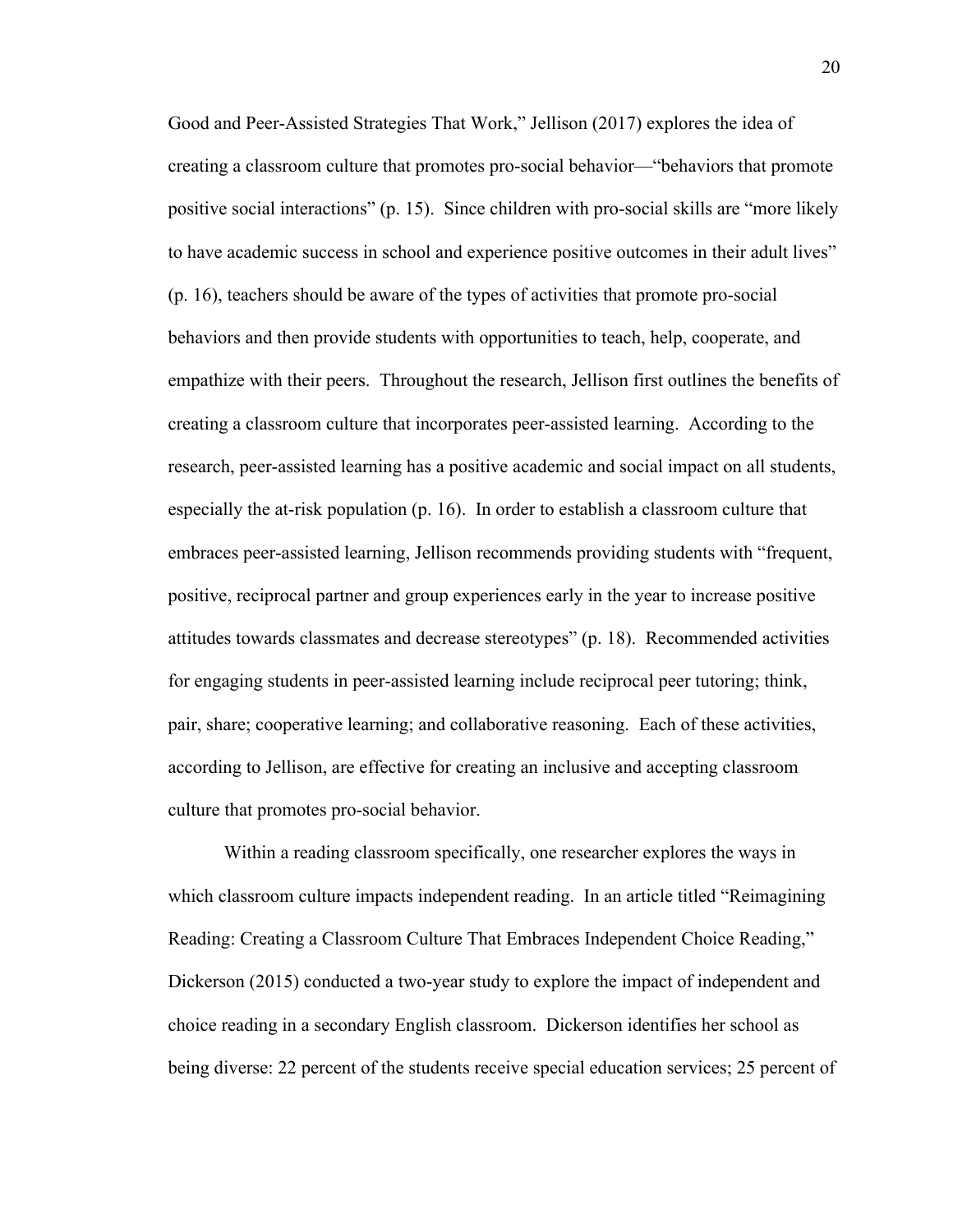Good and Peer-Assisted Strategies That Work," Jellison (2017) explores the idea of creating a classroom culture that promotes pro-social behavior—"behaviors that promote positive social interactions" (p. 15). Since children with pro-social skills are "more likely to have academic success in school and experience positive outcomes in their adult lives" (p. 16), teachers should be aware of the types of activities that promote pro-social behaviors and then provide students with opportunities to teach, help, cooperate, and empathize with their peers. Throughout the research, Jellison first outlines the benefits of creating a classroom culture that incorporates peer-assisted learning. According to the research, peer-assisted learning has a positive academic and social impact on all students, especially the at-risk population (p. 16). In order to establish a classroom culture that embraces peer-assisted learning, Jellison recommends providing students with "frequent, positive, reciprocal partner and group experiences early in the year to increase positive attitudes towards classmates and decrease stereotypes" (p. 18). Recommended activities for engaging students in peer-assisted learning include reciprocal peer tutoring; think, pair, share; cooperative learning; and collaborative reasoning. Each of these activities, according to Jellison, are effective for creating an inclusive and accepting classroom culture that promotes pro-social behavior.

Within a reading classroom specifically, one researcher explores the ways in which classroom culture impacts independent reading. In an article titled "Reimagining Reading: Creating a Classroom Culture That Embraces Independent Choice Reading," Dickerson (2015) conducted a two-year study to explore the impact of independent and choice reading in a secondary English classroom. Dickerson identifies her school as being diverse: 22 percent of the students receive special education services; 25 percent of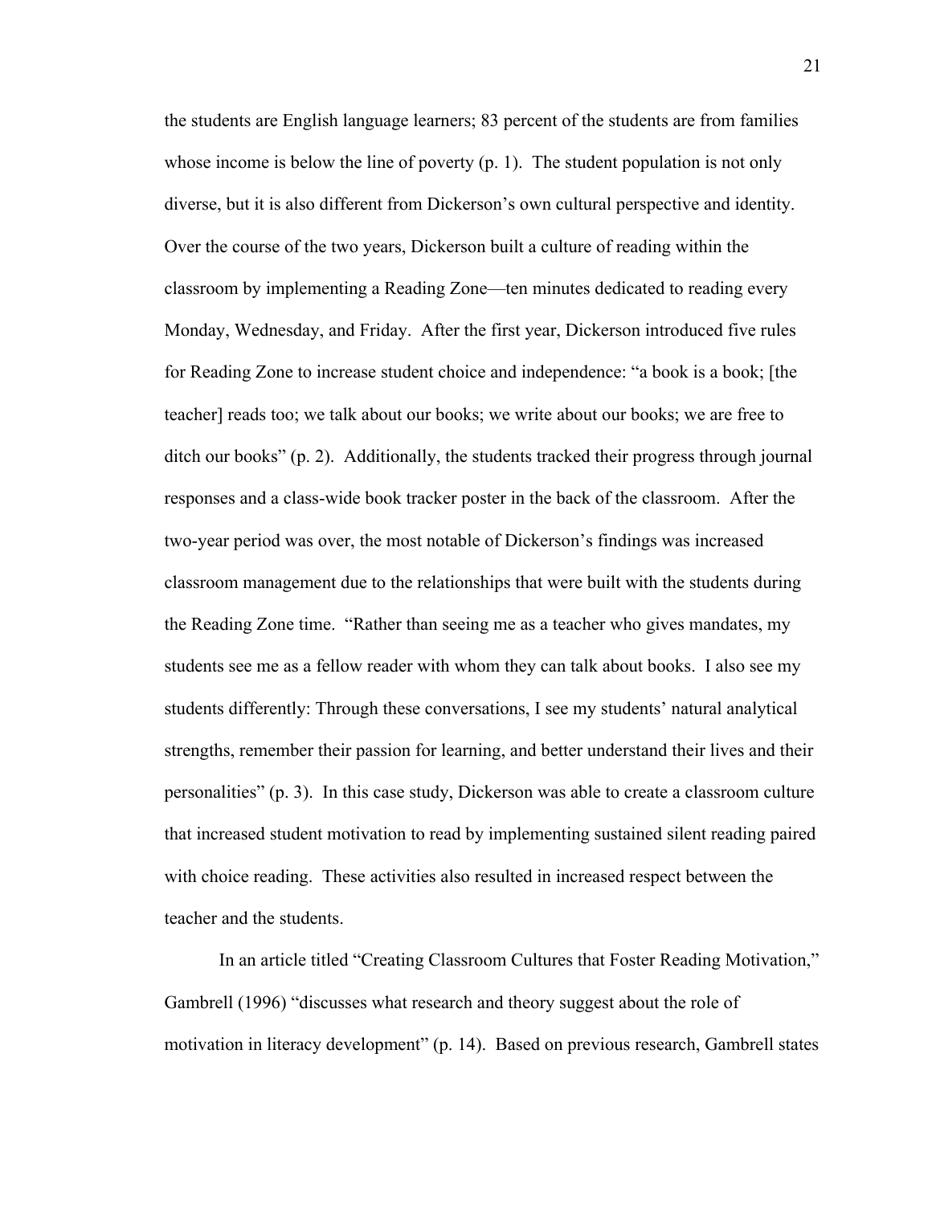the students are English language learners; 83 percent of the students are from families whose income is below the line of poverty (p. 1). The student population is not only diverse, but it is also different from Dickerson's own cultural perspective and identity. Over the course of the two years, Dickerson built a culture of reading within the classroom by implementing a Reading Zone—ten minutes dedicated to reading every Monday, Wednesday, and Friday. After the first year, Dickerson introduced five rules for Reading Zone to increase student choice and independence: "a book is a book; [the teacher] reads too; we talk about our books; we write about our books; we are free to ditch our books" (p. 2). Additionally, the students tracked their progress through journal responses and a class-wide book tracker poster in the back of the classroom. After the two-year period was over, the most notable of Dickerson's findings was increased classroom management due to the relationships that were built with the students during the Reading Zone time. "Rather than seeing me as a teacher who gives mandates, my students see me as a fellow reader with whom they can talk about books. I also see my students differently: Through these conversations, I see my students' natural analytical strengths, remember their passion for learning, and better understand their lives and their personalities" (p. 3). In this case study, Dickerson was able to create a classroom culture that increased student motivation to read by implementing sustained silent reading paired with choice reading. These activities also resulted in increased respect between the teacher and the students.

In an article titled "Creating Classroom Cultures that Foster Reading Motivation," Gambrell (1996) "discusses what research and theory suggest about the role of motivation in literacy development" (p. 14). Based on previous research, Gambrell states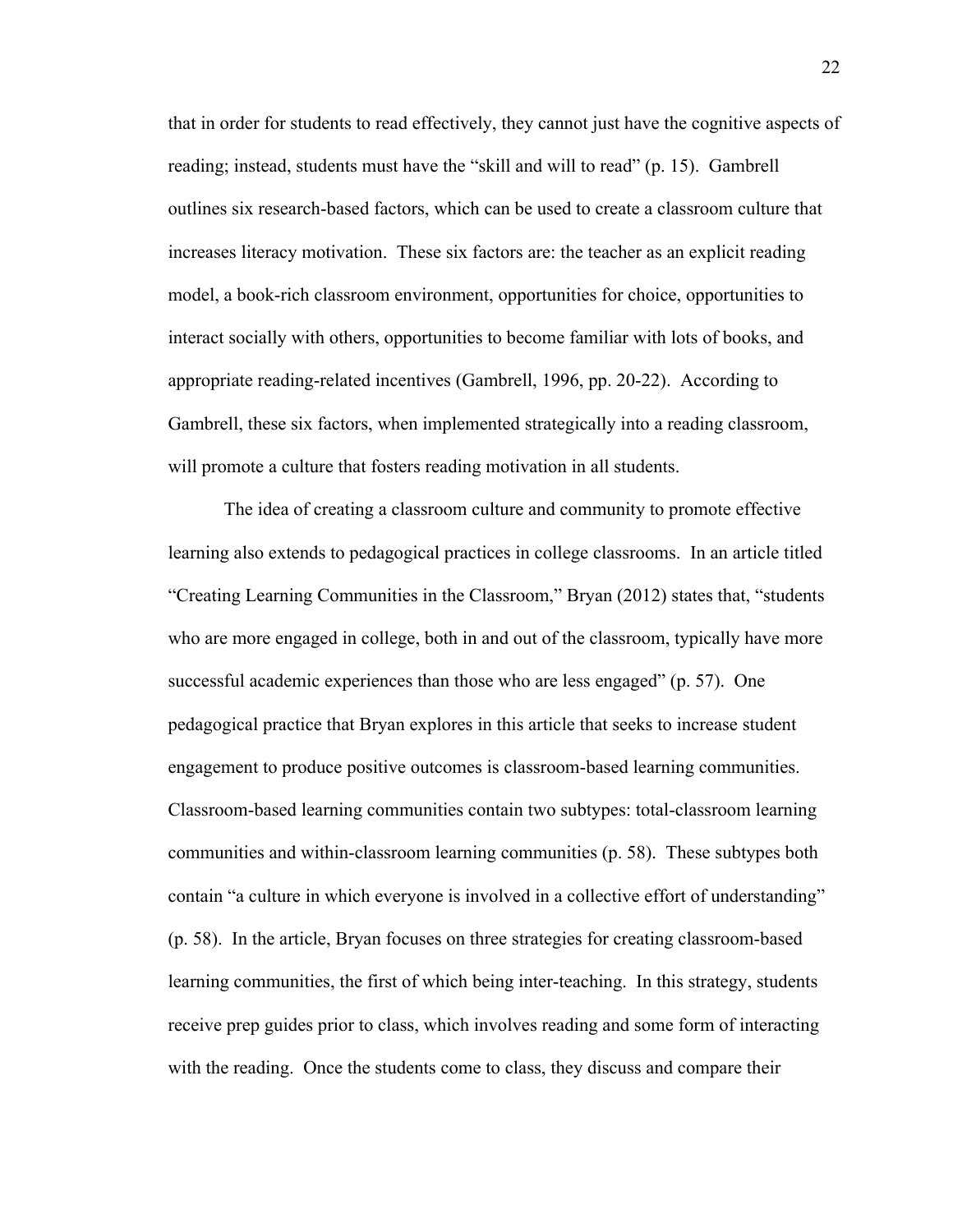that in order for students to read effectively, they cannot just have the cognitive aspects of reading; instead, students must have the "skill and will to read" (p. 15). Gambrell outlines six research-based factors, which can be used to create a classroom culture that increases literacy motivation. These six factors are: the teacher as an explicit reading model, a book-rich classroom environment, opportunities for choice, opportunities to interact socially with others, opportunities to become familiar with lots of books, and appropriate reading-related incentives (Gambrell, 1996, pp. 20-22). According to Gambrell, these six factors, when implemented strategically into a reading classroom, will promote a culture that fosters reading motivation in all students.

The idea of creating a classroom culture and community to promote effective learning also extends to pedagogical practices in college classrooms. In an article titled "Creating Learning Communities in the Classroom," Bryan (2012) states that, "students who are more engaged in college, both in and out of the classroom, typically have more successful academic experiences than those who are less engaged" (p. 57). One pedagogical practice that Bryan explores in this article that seeks to increase student engagement to produce positive outcomes is classroom-based learning communities. Classroom-based learning communities contain two subtypes: total-classroom learning communities and within-classroom learning communities (p. 58). These subtypes both contain "a culture in which everyone is involved in a collective effort of understanding" (p. 58). In the article, Bryan focuses on three strategies for creating classroom-based learning communities, the first of which being inter-teaching. In this strategy, students receive prep guides prior to class, which involves reading and some form of interacting with the reading. Once the students come to class, they discuss and compare their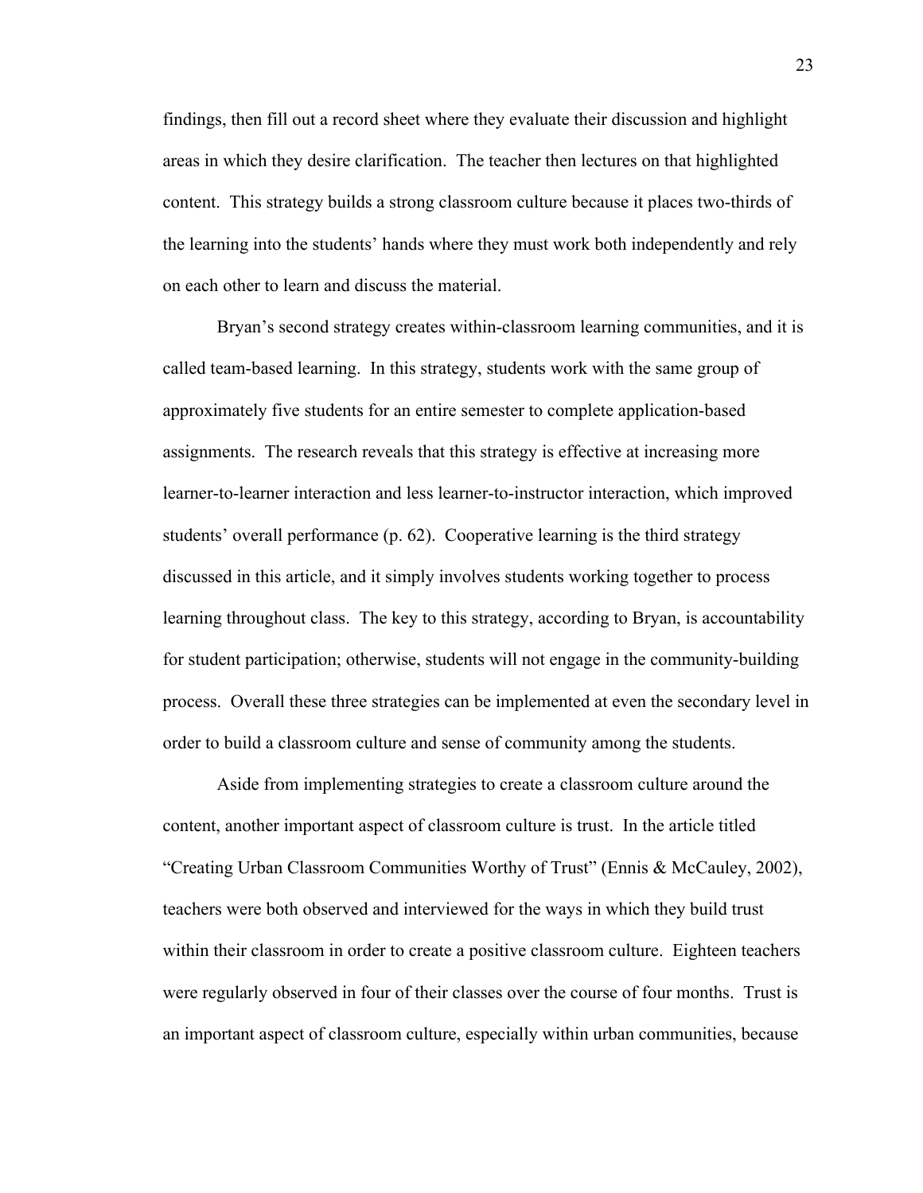findings, then fill out a record sheet where they evaluate their discussion and highlight areas in which they desire clarification. The teacher then lectures on that highlighted content. This strategy builds a strong classroom culture because it places two-thirds of the learning into the students' hands where they must work both independently and rely on each other to learn and discuss the material.

Bryan's second strategy creates within-classroom learning communities, and it is called team-based learning. In this strategy, students work with the same group of approximately five students for an entire semester to complete application-based assignments. The research reveals that this strategy is effective at increasing more learner-to-learner interaction and less learner-to-instructor interaction, which improved students' overall performance (p. 62). Cooperative learning is the third strategy discussed in this article, and it simply involves students working together to process learning throughout class. The key to this strategy, according to Bryan, is accountability for student participation; otherwise, students will not engage in the community-building process. Overall these three strategies can be implemented at even the secondary level in order to build a classroom culture and sense of community among the students.

Aside from implementing strategies to create a classroom culture around the content, another important aspect of classroom culture is trust. In the article titled "Creating Urban Classroom Communities Worthy of Trust" (Ennis & McCauley, 2002), teachers were both observed and interviewed for the ways in which they build trust within their classroom in order to create a positive classroom culture. Eighteen teachers were regularly observed in four of their classes over the course of four months. Trust is an important aspect of classroom culture, especially within urban communities, because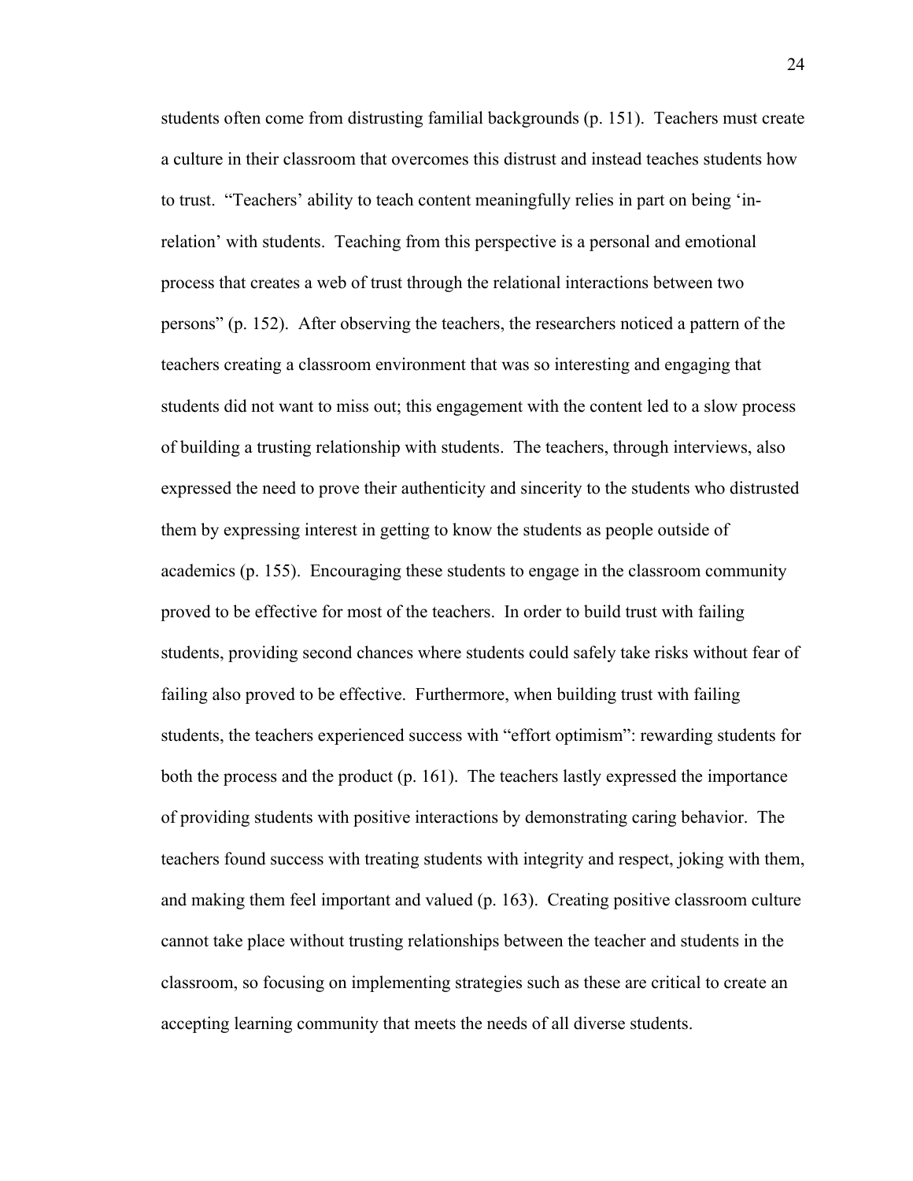students often come from distrusting familial backgrounds (p. 151). Teachers must create a culture in their classroom that overcomes this distrust and instead teaches students how to trust. "Teachers' ability to teach content meaningfully relies in part on being 'in-relation' with students. Teaching from this perspective is a personal and emotional process that creates a web of trust through the relational interactions between two persons" (p. 152). After observing the teachers, the researchers noticed a pattern of the teachers creating a classroom environment that was so interesting and engaging that students did not want to miss out; this engagement with the content led to a slow process of building a trusting relationship with students. The teachers, through interviews, also expressed the need to prove their authenticity and sincerity to the students who distrusted them by expressing interest in getting to know the students as people outside of academics (p. 155). Encouraging these students to engage in the classroom community proved to be effective for most of the teachers. In order to build trust with failing students, providing second chances where students could safely take risks without fear of failing also proved to be effective. Furthermore, when building trust with failing students, the teachers experienced success with "effort optimism": rewarding students for both the process and the product (p. 161). The teachers lastly expressed the importance of providing students with positive interactions by demonstrating caring behavior. The teachers found success with treating students with integrity and respect, joking with them, and making them feel important and valued (p. 163). Creating positive classroom culture cannot take place without trusting relationships between the teacher and students in the classroom, so focusing on implementing strategies such as these are critical to create an accepting learning community that meets the needs of all diverse students.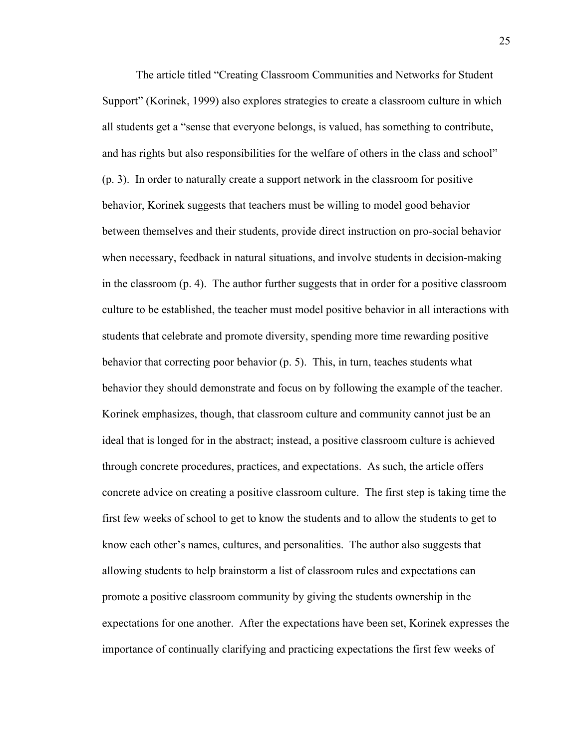The article titled "Creating Classroom Communities and Networks for Student Support" (Korinek, 1999) also explores strategies to create a classroom culture in which all students get a "sense that everyone belongs, is valued, has something to contribute, and has rights but also responsibilities for the welfare of others in the class and school" (p. 3). In order to naturally create a support network in the classroom for positive behavior, Korinek suggests that teachers must be willing to model good behavior between themselves and their students, provide direct instruction on pro-social behavior when necessary, feedback in natural situations, and involve students in decision-making in the classroom (p. 4). The author further suggests that in order for a positive classroom culture to be established, the teacher must model positive behavior in all interactions with students that celebrate and promote diversity, spending more time rewarding positive behavior that correcting poor behavior (p. 5). This, in turn, teaches students what behavior they should demonstrate and focus on by following the example of the teacher. Korinek emphasizes, though, that classroom culture and community cannot just be an ideal that is longed for in the abstract; instead, a positive classroom culture is achieved through concrete procedures, practices, and expectations. As such, the article offers concrete advice on creating a positive classroom culture. The first step is taking time the first few weeks of school to get to know the students and to allow the students to get to know each other's names, cultures, and personalities. The author also suggests that allowing students to help brainstorm a list of classroom rules and expectations can promote a positive classroom community by giving the students ownership in the expectations for one another. After the expectations have been set, Korinek expresses the importance of continually clarifying and practicing expectations the first few weeks of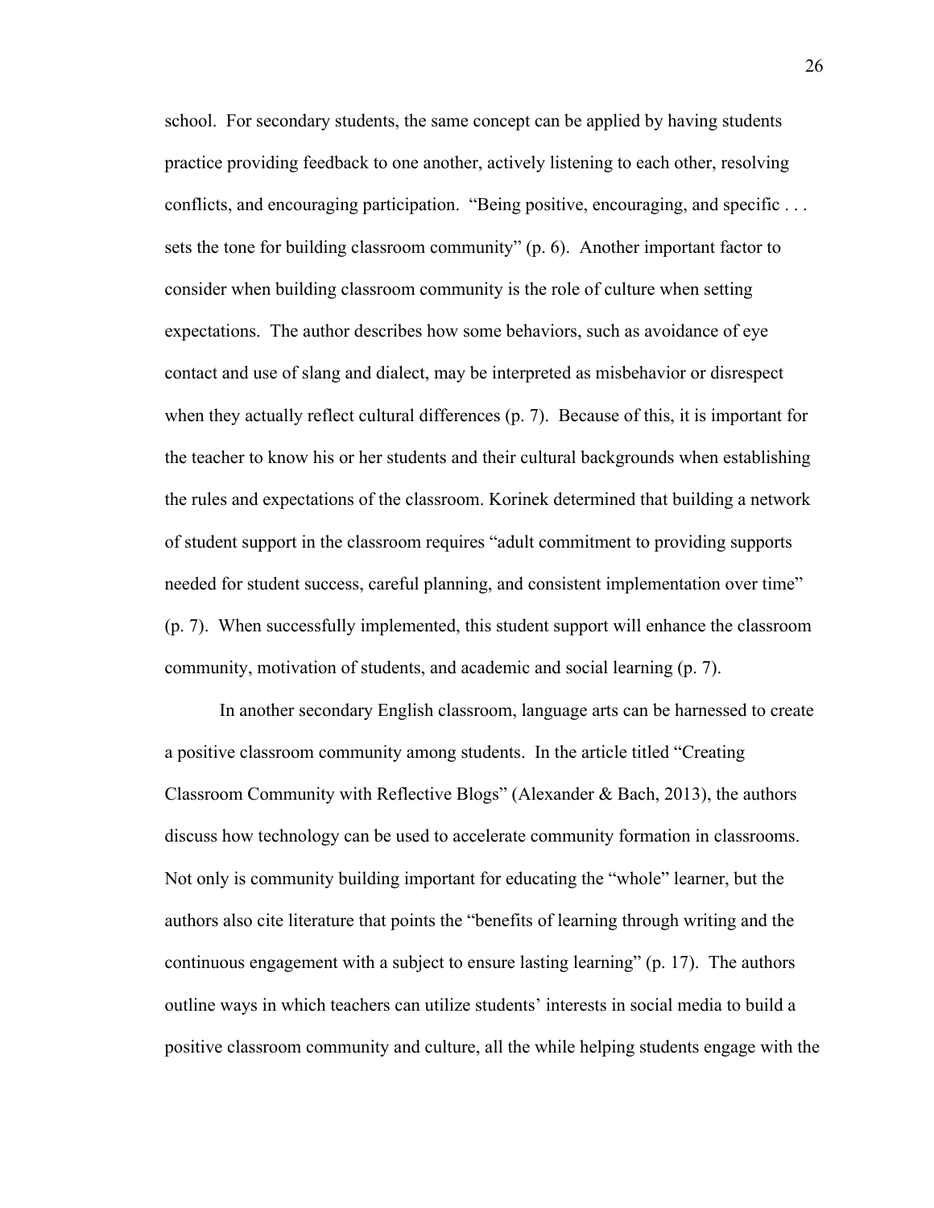school. For secondary students, the same concept can be applied by having students practice providing feedback to one another, actively listening to each other, resolving conflicts, and encouraging participation. "Being positive, encouraging, and specific . . . sets the tone for building classroom community" (p. 6). Another important factor to consider when building classroom community is the role of culture when setting expectations. The author describes how some behaviors, such as avoidance of eye contact and use of slang and dialect, may be interpreted as misbehavior or disrespect when they actually reflect cultural differences (p. 7). Because of this, it is important for the teacher to know his or her students and their cultural backgrounds when establishing the rules and expectations of the classroom. Korinek determined that building a network of student support in the classroom requires "adult commitment to providing supports needed for student success, careful planning, and consistent implementation over time" (p. 7). When successfully implemented, this student support will enhance the classroom community, motivation of students, and academic and social learning (p. 7).

In another secondary English classroom, language arts can be harnessed to create a positive classroom community among students. In the article titled "Creating Classroom Community with Reflective Blogs" (Alexander & Bach, 2013), the authors discuss how technology can be used to accelerate community formation in classrooms. Not only is community building important for educating the "whole" learner, but the authors also cite literature that points the "benefits of learning through writing and the continuous engagement with a subject to ensure lasting learning" (p. 17). The authors outline ways in which teachers can utilize students' interests in social media to build a positive classroom community and culture, all the while helping students engage with the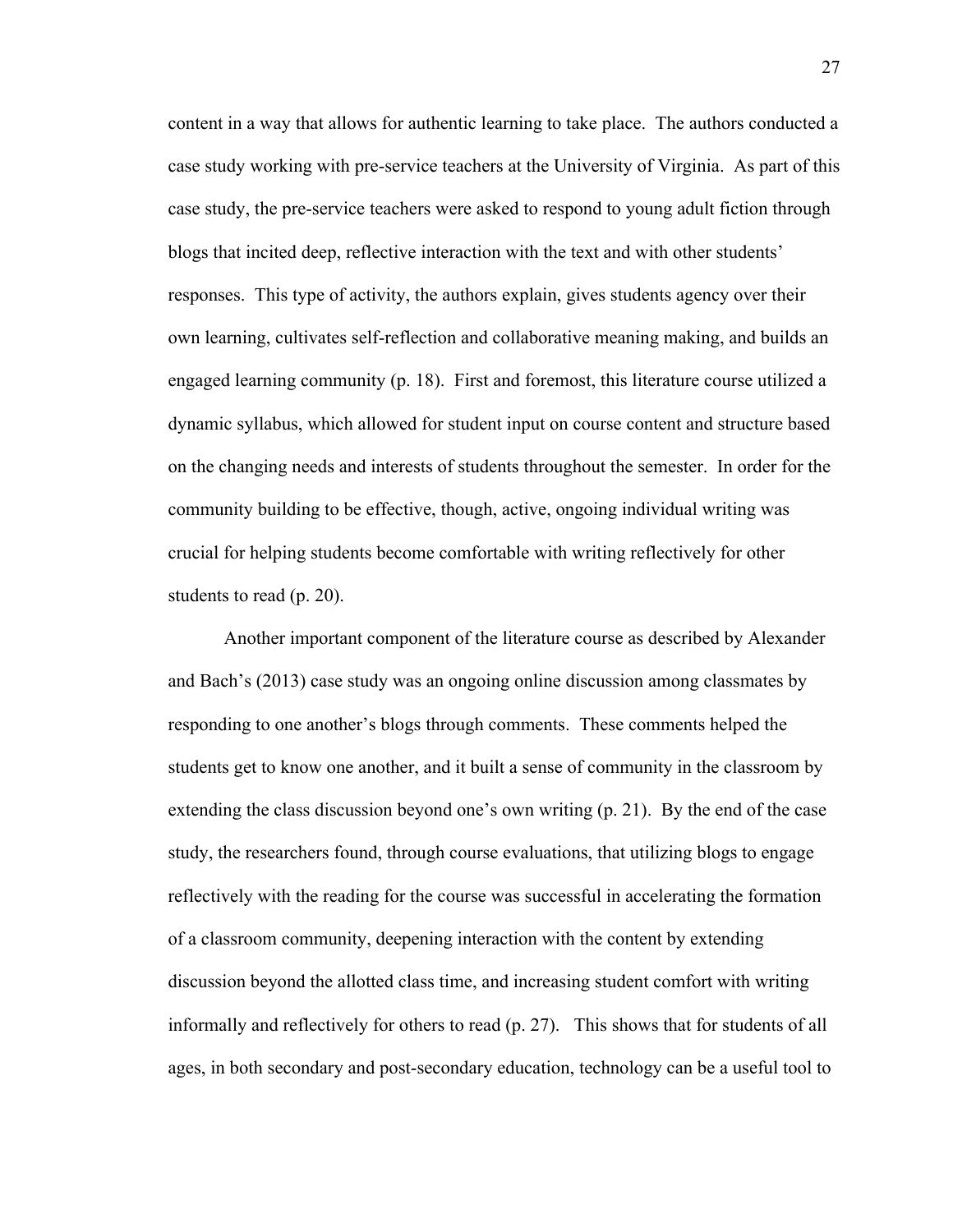content in a way that allows for authentic learning to take place. The authors conducted a case study working with pre-service teachers at the University of Virginia. As part of this case study, the pre-service teachers were asked to respond to young adult fiction through blogs that incited deep, reflective interaction with the text and with other students' responses. This type of activity, the authors explain, gives students agency over their own learning, cultivates self-reflection and collaborative meaning making, and builds an engaged learning community (p. 18). First and foremost, this literature course utilized a dynamic syllabus, which allowed for student input on course content and structure based on the changing needs and interests of students throughout the semester. In order for the community building to be effective, though, active, ongoing individual writing was crucial for helping students become comfortable with writing reflectively for other students to read (p. 20).

Another important component of the literature course as described by Alexander and Bach's (2013) case study was an ongoing online discussion among classmates by responding to one another's blogs through comments. These comments helped the students get to know one another, and it built a sense of community in the classroom by extending the class discussion beyond one's own writing (p. 21). By the end of the case study, the researchers found, through course evaluations, that utilizing blogs to engage reflectively with the reading for the course was successful in accelerating the formation of a classroom community, deepening interaction with the content by extending discussion beyond the allotted class time, and increasing student comfort with writing informally and reflectively for others to read (p. 27). This shows that for students of all ages, in both secondary and post-secondary education, technology can be a useful tool to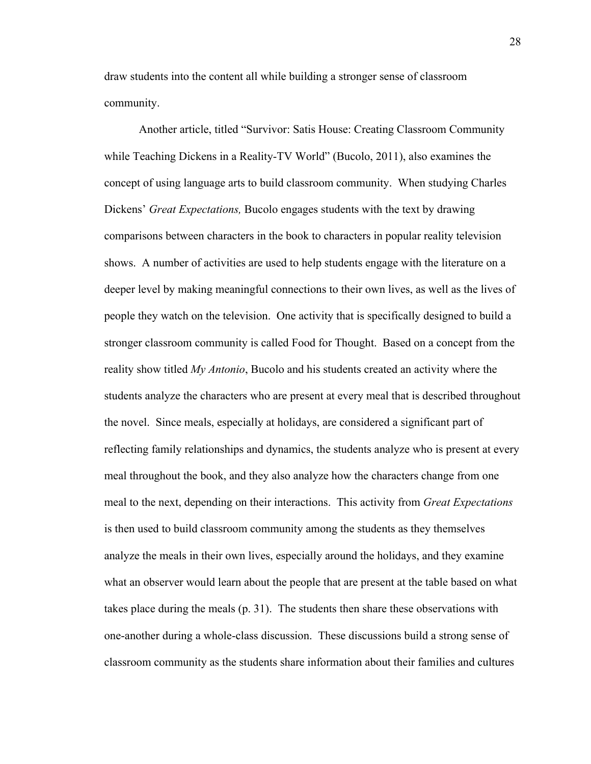draw students into the content all while building a stronger sense of classroom community.

Another article, titled "Survivor: Satis House: Creating Classroom Community while Teaching Dickens in a Reality-TV World" (Bucolo, 2011), also examines the concept of using language arts to build classroom community. When studying Charles Dickens' *Great Expectations,* Bucolo engages students with the text by drawing comparisons between characters in the book to characters in popular reality television shows. A number of activities are used to help students engage with the literature on a deeper level by making meaningful connections to their own lives, as well as the lives of people they watch on the television. One activity that is specifically designed to build a stronger classroom community is called Food for Thought. Based on a concept from the reality show titled *My Antonio*, Bucolo and his students created an activity where the students analyze the characters who are present at every meal that is described throughout the novel. Since meals, especially at holidays, are considered a significant part of reflecting family relationships and dynamics, the students analyze who is present at every meal throughout the book, and they also analyze how the characters change from one meal to the next, depending on their interactions. This activity from *Great Expectations* is then used to build classroom community among the students as they themselves analyze the meals in their own lives, especially around the holidays, and they examine what an observer would learn about the people that are present at the table based on what takes place during the meals (p. 31). The students then share these observations with one-another during a whole-class discussion. These discussions build a strong sense of classroom community as the students share information about their families and cultures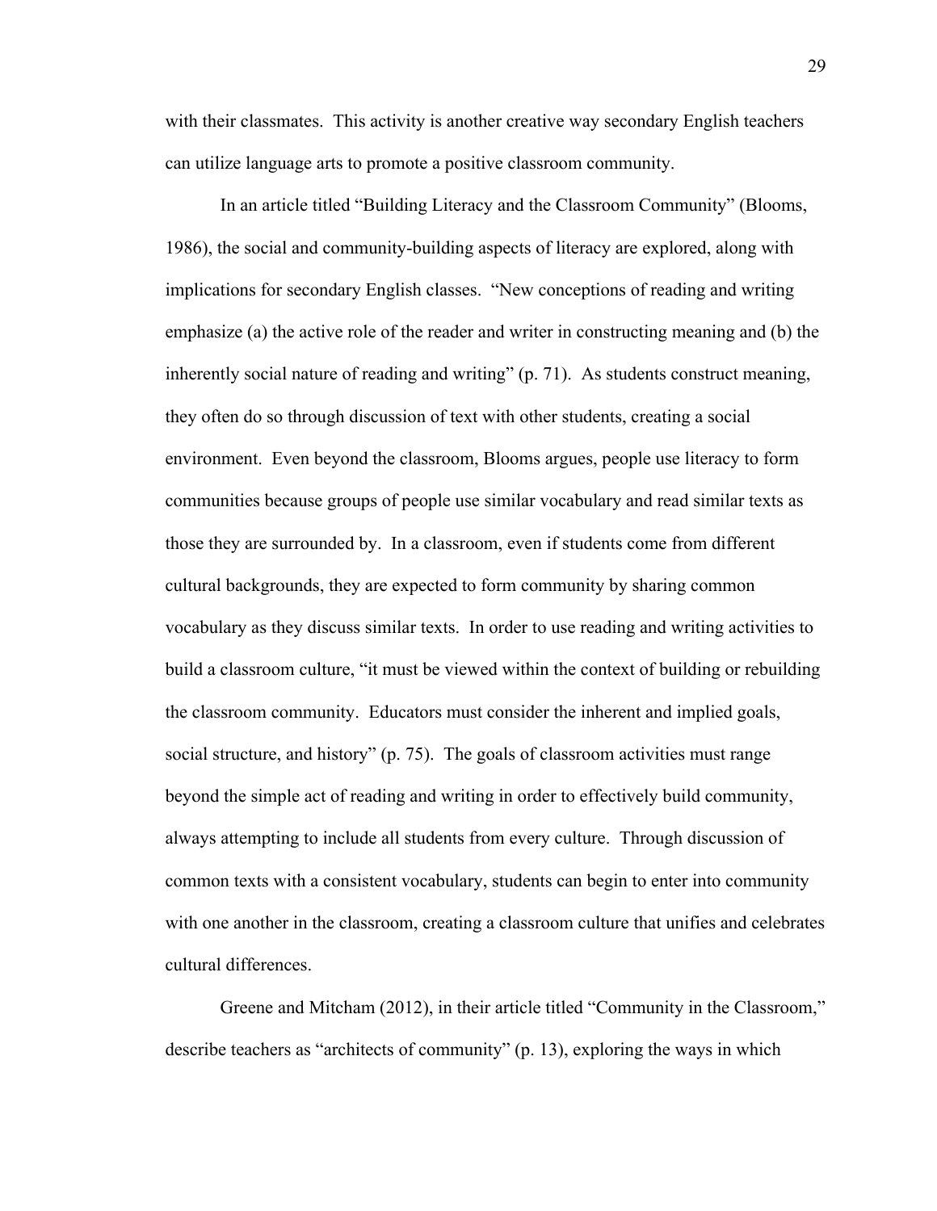with their classmates. This activity is another creative way secondary English teachers can utilize language arts to promote a positive classroom community.

In an article titled "Building Literacy and the Classroom Community" (Blooms, 1986), the social and community-building aspects of literacy are explored, along with implications for secondary English classes. "New conceptions of reading and writing emphasize (a) the active role of the reader and writer in constructing meaning and (b) the inherently social nature of reading and writing" (p. 71). As students construct meaning, they often do so through discussion of text with other students, creating a social environment. Even beyond the classroom, Blooms argues, people use literacy to form communities because groups of people use similar vocabulary and read similar texts as those they are surrounded by. In a classroom, even if students come from different cultural backgrounds, they are expected to form community by sharing common vocabulary as they discuss similar texts. In order to use reading and writing activities to build a classroom culture, "it must be viewed within the context of building or rebuilding the classroom community. Educators must consider the inherent and implied goals, social structure, and history" (p. 75). The goals of classroom activities must range beyond the simple act of reading and writing in order to effectively build community, always attempting to include all students from every culture. Through discussion of common texts with a consistent vocabulary, students can begin to enter into community with one another in the classroom, creating a classroom culture that unifies and celebrates cultural differences.

Greene and Mitcham (2012), in their article titled "Community in the Classroom," describe teachers as "architects of community" (p. 13), exploring the ways in which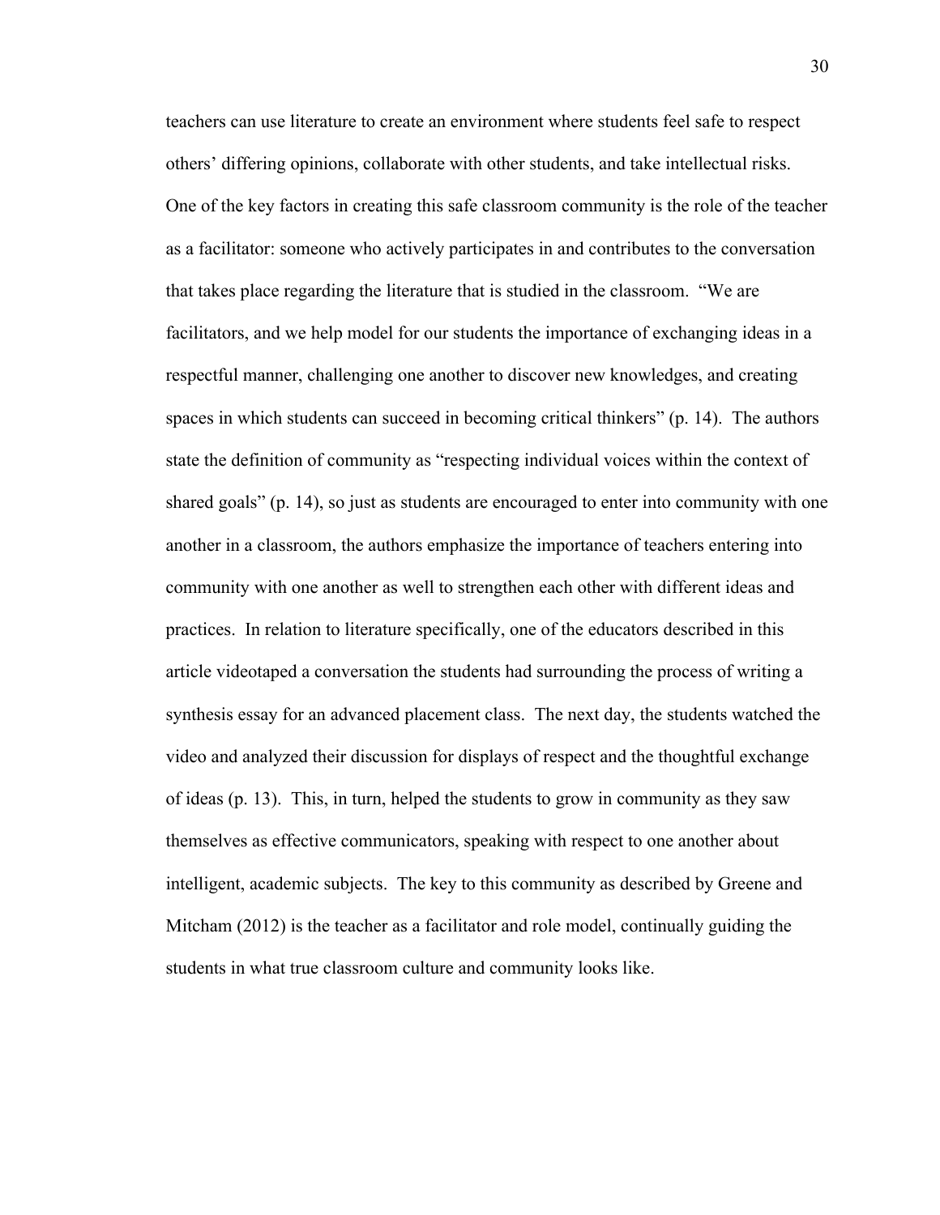teachers can use literature to create an environment where students feel safe to respect others' differing opinions, collaborate with other students, and take intellectual risks. One of the key factors in creating this safe classroom community is the role of the teacher as a facilitator: someone who actively participates in and contributes to the conversation that takes place regarding the literature that is studied in the classroom. "We are facilitators, and we help model for our students the importance of exchanging ideas in a respectful manner, challenging one another to discover new knowledges, and creating spaces in which students can succeed in becoming critical thinkers" (p. 14). The authors state the definition of community as "respecting individual voices within the context of shared goals" (p. 14), so just as students are encouraged to enter into community with one another in a classroom, the authors emphasize the importance of teachers entering into community with one another as well to strengthen each other with different ideas and practices. In relation to literature specifically, one of the educators described in this article videotaped a conversation the students had surrounding the process of writing a synthesis essay for an advanced placement class. The next day, the students watched the video and analyzed their discussion for displays of respect and the thoughtful exchange of ideas (p. 13). This, in turn, helped the students to grow in community as they saw themselves as effective communicators, speaking with respect to one another about intelligent, academic subjects. The key to this community as described by Greene and Mitcham (2012) is the teacher as a facilitator and role model, continually guiding the students in what true classroom culture and community looks like.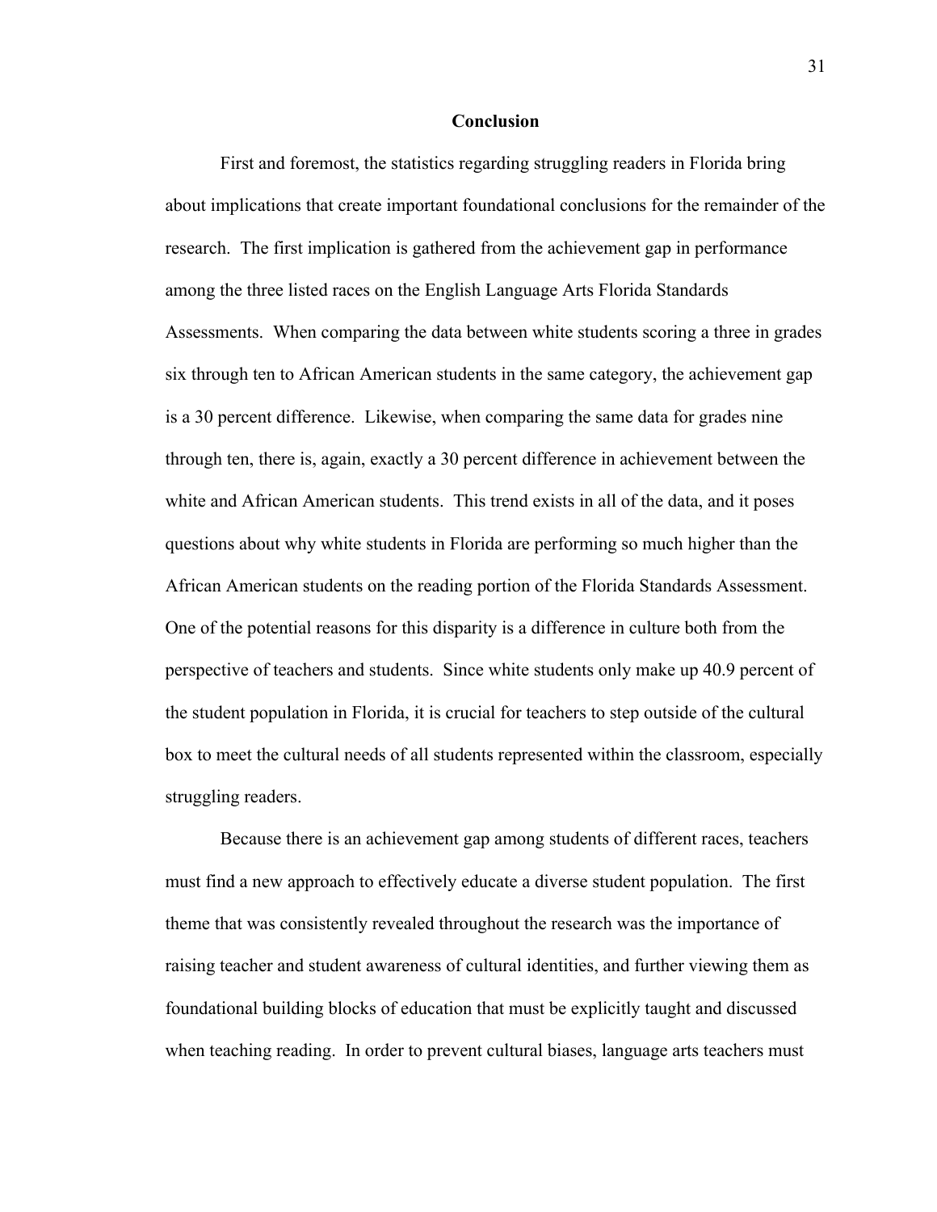## Conclusion

First and foremost, the statistics regarding struggling readers in Florida bring about implications that create important foundational conclusions for the remainder of the research. The first implication is gathered from the achievement gap in performance among the three listed races on the English Language Arts Florida Standards Assessments. When comparing the data between white students scoring a three in grades six through ten to African American students in the same category, the achievement gap is a 30 percent difference. Likewise, when comparing the same data for grades nine through ten, there is, again, exactly a 30 percent difference in achievement between the white and African American students. This trend exists in all of the data, and it poses questions about why white students in Florida are performing so much higher than the African American students on the reading portion of the Florida Standards Assessment. One of the potential reasons for this disparity is a difference in culture both from the perspective of teachers and students. Since white students only make up 40.9 percent of the student population in Florida, it is crucial for teachers to step outside of the cultural box to meet the cultural needs of all students represented within the classroom, especially struggling readers.

Because there is an achievement gap among students of different races, teachers must find a new approach to effectively educate a diverse student population. The first theme that was consistently revealed throughout the research was the importance of raising teacher and student awareness of cultural identities, and further viewing them as foundational building blocks of education that must be explicitly taught and discussed when teaching reading. In order to prevent cultural biases, language arts teachers must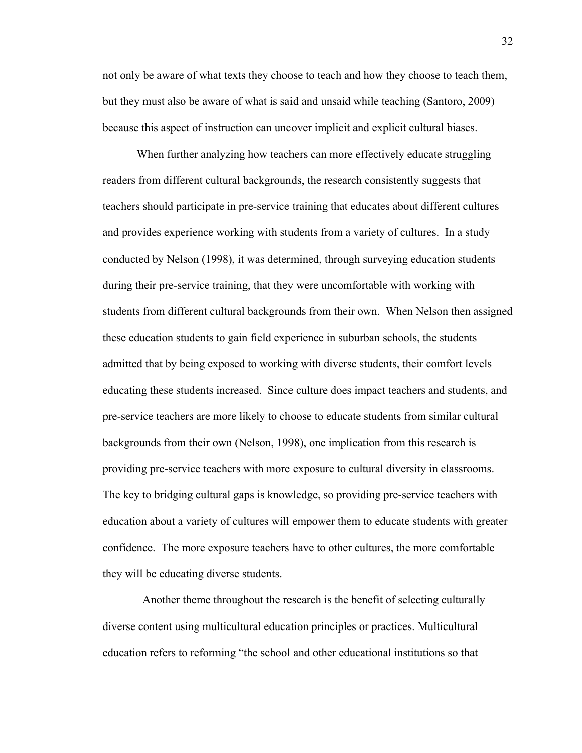not only be aware of what texts they choose to teach and how they choose to teach them, but they must also be aware of what is said and unsaid while teaching (Santoro, 2009) because this aspect of instruction can uncover implicit and explicit cultural biases.

When further analyzing how teachers can more effectively educate struggling readers from different cultural backgrounds, the research consistently suggests that teachers should participate in pre-service training that educates about different cultures and provides experience working with students from a variety of cultures. In a study conducted by Nelson (1998), it was determined, through surveying education students during their pre-service training, that they were uncomfortable with working with students from different cultural backgrounds from their own. When Nelson then assigned these education students to gain field experience in suburban schools, the students admitted that by being exposed to working with diverse students, their comfort levels educating these students increased. Since culture does impact teachers and students, and pre-service teachers are more likely to choose to educate students from similar cultural backgrounds from their own (Nelson, 1998), one implication from this research is providing pre-service teachers with more exposure to cultural diversity in classrooms. The key to bridging cultural gaps is knowledge, so providing pre-service teachers with education about a variety of cultures will empower them to educate students with greater confidence. The more exposure teachers have to other cultures, the more comfortable they will be educating diverse students.

Another theme throughout the research is the benefit of selecting culturally diverse content using multicultural education principles or practices. Multicultural education refers to reforming "the school and other educational institutions so that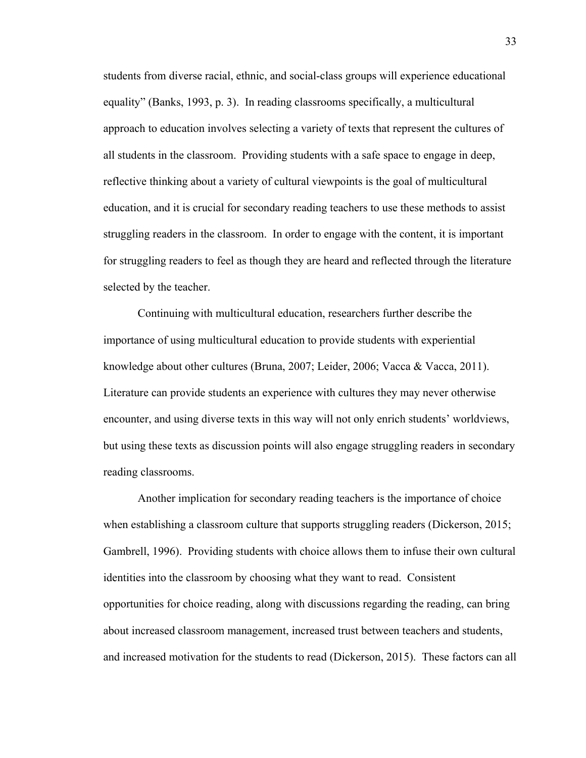students from diverse racial, ethnic, and social-class groups will experience educational equality" (Banks, 1993, p. 3). In reading classrooms specifically, a multicultural approach to education involves selecting a variety of texts that represent the cultures of all students in the classroom. Providing students with a safe space to engage in deep, reflective thinking about a variety of cultural viewpoints is the goal of multicultural education, and it is crucial for secondary reading teachers to use these methods to assist struggling readers in the classroom. In order to engage with the content, it is important for struggling readers to feel as though they are heard and reflected through the literature selected by the teacher.

Continuing with multicultural education, researchers further describe the importance of using multicultural education to provide students with experiential knowledge about other cultures (Bruna, 2007; Leider, 2006; Vacca & Vacca, 2011). Literature can provide students an experience with cultures they may never otherwise encounter, and using diverse texts in this way will not only enrich students' worldviews, but using these texts as discussion points will also engage struggling readers in secondary reading classrooms.

Another implication for secondary reading teachers is the importance of choice when establishing a classroom culture that supports struggling readers (Dickerson, 2015; Gambrell, 1996). Providing students with choice allows them to infuse their own cultural identities into the classroom by choosing what they want to read. Consistent opportunities for choice reading, along with discussions regarding the reading, can bring about increased classroom management, increased trust between teachers and students, and increased motivation for the students to read (Dickerson, 2015). These factors can all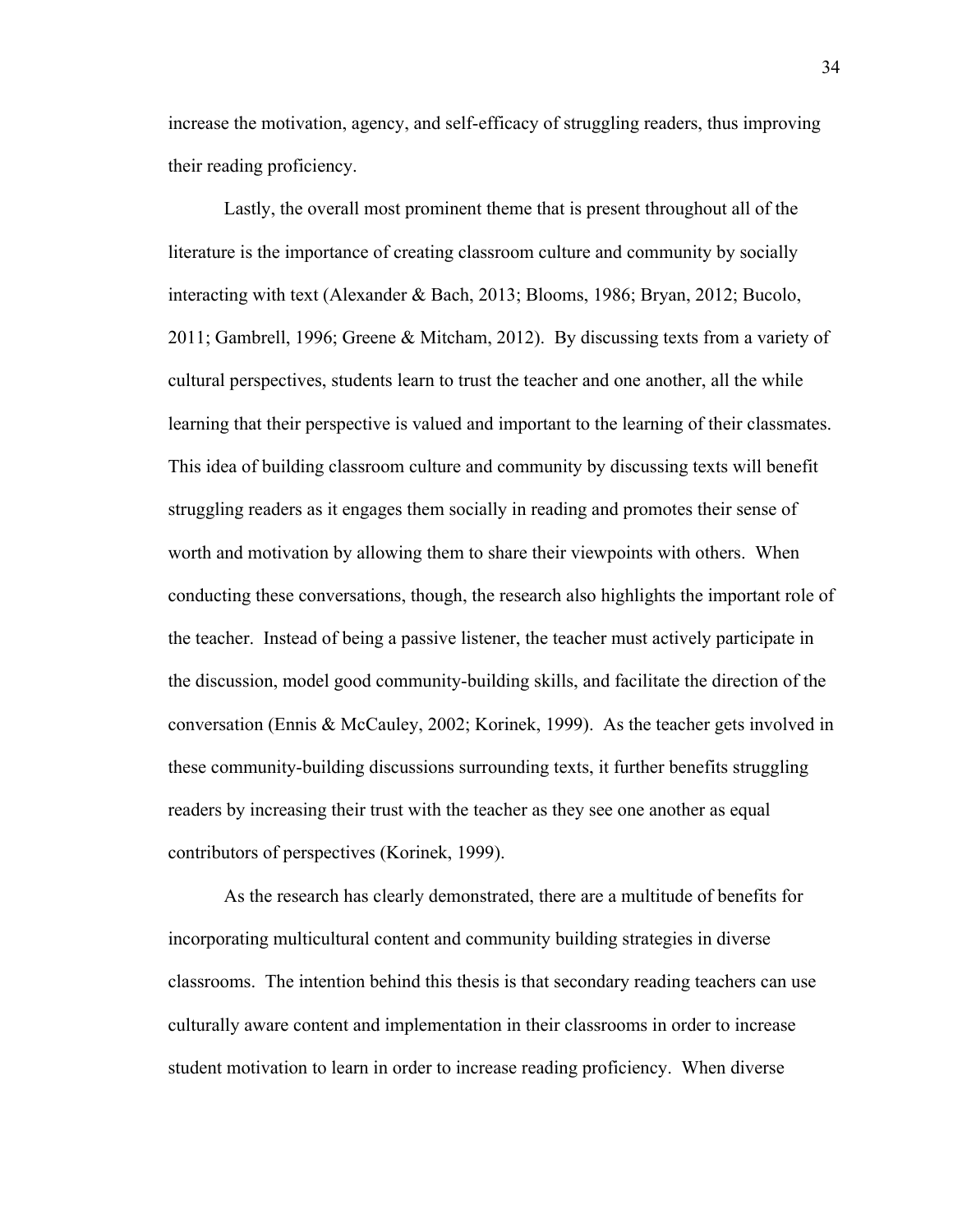increase the motivation, agency, and self-efficacy of struggling readers, thus improving their reading proficiency.

Lastly, the overall most prominent theme that is present throughout all of the literature is the importance of creating classroom culture and community by socially interacting with text (Alexander & Bach, 2013; Blooms, 1986; Bryan, 2012; Bucolo, 2011; Gambrell, 1996; Greene & Mitcham, 2012). By discussing texts from a variety of cultural perspectives, students learn to trust the teacher and one another, all the while learning that their perspective is valued and important to the learning of their classmates. This idea of building classroom culture and community by discussing texts will benefit struggling readers as it engages them socially in reading and promotes their sense of worth and motivation by allowing them to share their viewpoints with others. When conducting these conversations, though, the research also highlights the important role of the teacher. Instead of being a passive listener, the teacher must actively participate in the discussion, model good community-building skills, and facilitate the direction of the conversation (Ennis & McCauley, 2002; Korinek, 1999). As the teacher gets involved in these community-building discussions surrounding texts, it further benefits struggling readers by increasing their trust with the teacher as they see one another as equal contributors of perspectives (Korinek, 1999).

As the research has clearly demonstrated, there are a multitude of benefits for incorporating multicultural content and community building strategies in diverse classrooms. The intention behind this thesis is that secondary reading teachers can use culturally aware content and implementation in their classrooms in order to increase student motivation to learn in order to increase reading proficiency. When diverse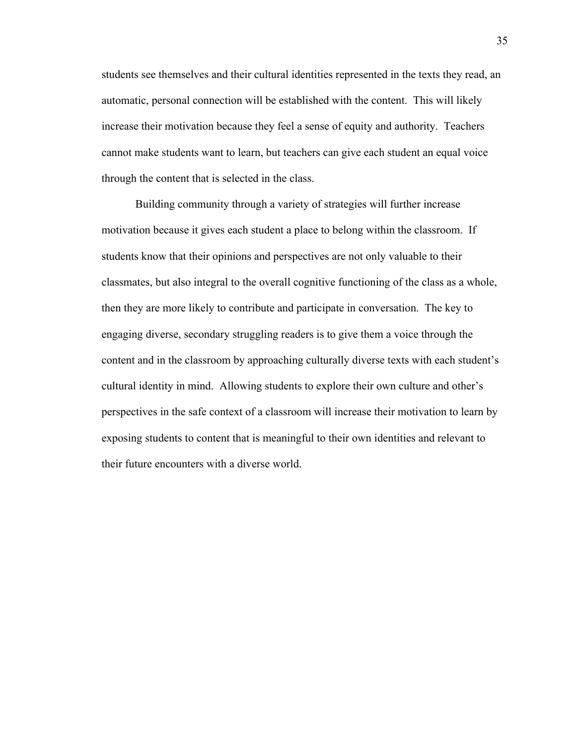students see themselves and their cultural identities represented in the texts they read, an automatic, personal connection will be established with the content. This will likely increase their motivation because they feel a sense of equity and authority. Teachers cannot make students want to learn, but teachers can give each student an equal voice through the content that is selected in the class.

Building community through a variety of strategies will further increase motivation because it gives each student a place to belong within the classroom. If students know that their opinions and perspectives are not only valuable to their classmates, but also integral to the overall cognitive functioning of the class as a whole, then they are more likely to contribute and participate in conversation. The key to engaging diverse, secondary struggling readers is to give them a voice through the content and in the classroom by approaching culturally diverse texts with each student's cultural identity in mind. Allowing students to explore their own culture and other's perspectives in the safe context of a classroom will increase their motivation to learn by exposing students to content that is meaningful to their own identities and relevant to their future encounters with a diverse world.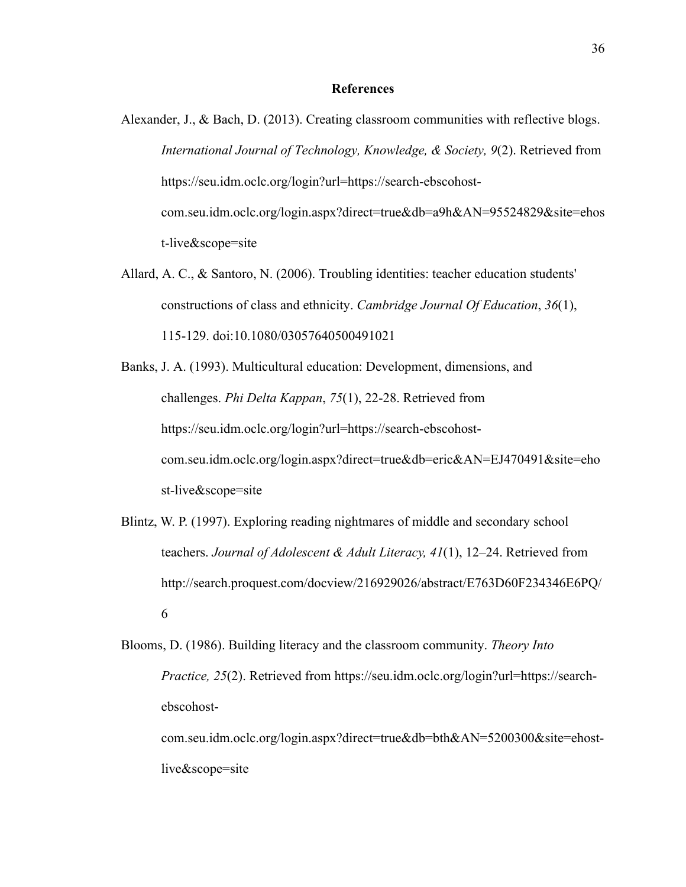## References

Alexander, J., & Bach, D. (2013). Creating classroom communities with reflective blogs. *International Journal of Technology, Knowledge, & Society, 9*(2). Retrieved from https://seu.idm.oclc.org/login?url=https://search-ebscohost-com.seu.idm.oclc.org/login.aspx?direct=true&db=a9h&AN=95524829&site=ehost-live&scope=site

Allard, A. C., & Santoro, N. (2006). Troubling identities: teacher education students' constructions of class and ethnicity. *Cambridge Journal Of Education*, *36*(1), 115-129. doi:10.1080/03057640500491021

Banks, J. A. (1993). Multicultural education: Development, dimensions, and challenges. *Phi Delta Kappan*, *75*(1), 22-28. Retrieved from https://seu.idm.oclc.org/login?url=https://search-ebscohost-com.seu.idm.oclc.org/login.aspx?direct=true&db=eric&AN=EJ470491&site=ehost-live&scope=site

Blintz, W. P. (1997). Exploring reading nightmares of middle and secondary school teachers. *Journal of Adolescent & Adult Literacy, 41*(1), 12–24. Retrieved from http://search.proquest.com/docview/216929026/abstract/E763D60F234346E6PQ/6

Blooms, D. (1986). Building literacy and the classroom community. *Theory Into Practice, 25*(2). Retrieved from https://seu.idm.oclc.org/login?url=https://search-ebscohost-com.seu.idm.oclc.org/login.aspx?direct=true&db=bth&AN=5200300&site=ehost-live&scope=site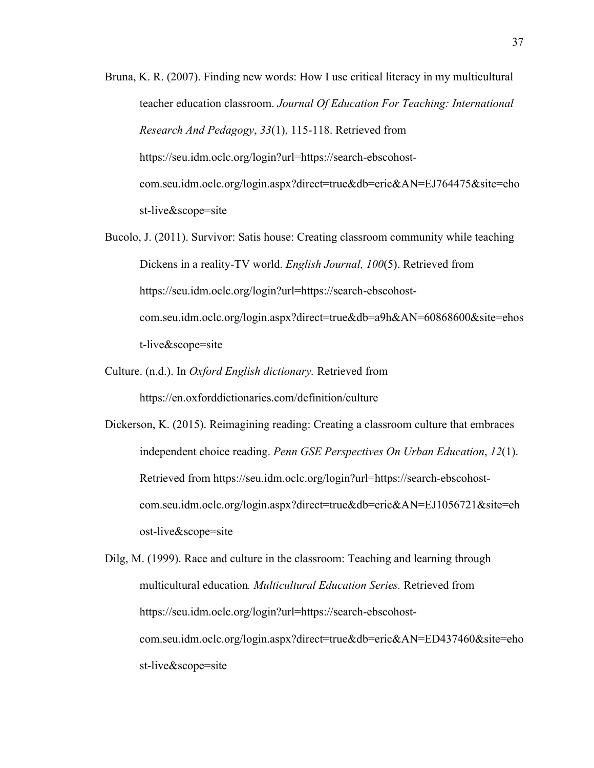Bruna, K. R. (2007). Finding new words: How I use critical literacy in my multicultural teacher education classroom. *Journal Of Education For Teaching: International Research And Pedagogy*, *33*(1), 115-118. Retrieved from https://seu.idm.oclc.org/login?url=https://search-ebscohost-com.seu.idm.oclc.org/login.aspx?direct=true&db=eric&AN=EJ764475&site=ehost-live&scope=site

Bucolo, J. (2011). Survivor: Satis house: Creating classroom community while teaching Dickens in a reality-TV world. *English Journal, 100*(5). Retrieved from https://seu.idm.oclc.org/login?url=https://search-ebscohost-com.seu.idm.oclc.org/login.aspx?direct=true&db=a9h&AN=60868600&site=ehost-live&scope=site

Culture. (n.d.). In *Oxford English dictionary.* Retrieved from https://en.oxforddictionaries.com/definition/culture

Dickerson, K. (2015). Reimagining reading: Creating a classroom culture that embraces independent choice reading. *Penn GSE Perspectives On Urban Education*, *12*(1). Retrieved from https://seu.idm.oclc.org/login?url=https://search-ebscohost-com.seu.idm.oclc.org/login.aspx?direct=true&db=eric&AN=EJ1056721&site=ehost-live&scope=site

Dilg, M. (1999). Race and culture in the classroom: Teaching and learning through multicultural education*. Multicultural Education Series.* Retrieved from https://seu.idm.oclc.org/login?url=https://search-ebscohost-com.seu.idm.oclc.org/login.aspx?direct=true&db=eric&AN=ED437460&site=ehost-live&scope=site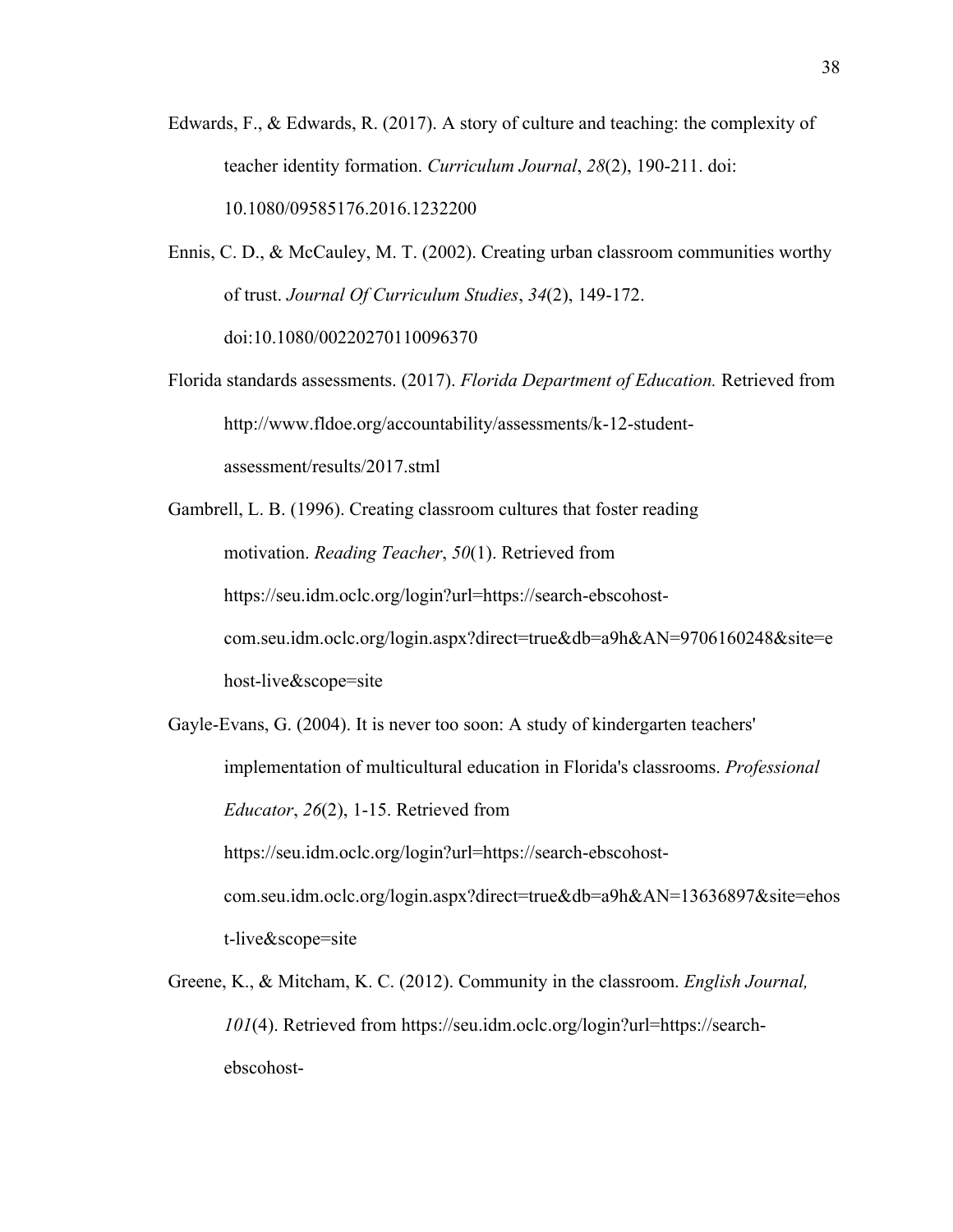Edwards, F., & Edwards, R. (2017). A story of culture and teaching: the complexity of teacher identity formation. *Curriculum Journal*, *28*(2), 190-211. doi: 10.1080/09585176.2016.1232200

Ennis, C. D., & McCauley, M. T. (2002). Creating urban classroom communities worthy of trust. *Journal Of Curriculum Studies*, *34*(2), 149-172. doi:10.1080/00220270110096370

Florida standards assessments. (2017). *Florida Department of Education.* Retrieved from http://www.fldoe.org/accountability/assessments/k-12-student-assessment/results/2017.stml

Gambrell, L. B. (1996). Creating classroom cultures that foster reading motivation. *Reading Teacher*, *50*(1). Retrieved from https://seu.idm.oclc.org/login?url=https://search-ebscohost-com.seu.idm.oclc.org/login.aspx?direct=true&db=a9h&AN=9706160248&site=ehost-live&scope=site

Gayle-Evans, G. (2004). It is never too soon: A study of kindergarten teachers' implementation of multicultural education in Florida's classrooms. *Professional Educator*, *26*(2), 1-15. Retrieved from https://seu.idm.oclc.org/login?url=https://search-ebscohost-com.seu.idm.oclc.org/login.aspx?direct=true&db=a9h&AN=13636897&site=ehost-live&scope=site

Greene, K., & Mitcham, K. C. (2012). Community in the classroom. *English Journal, 101*(4). Retrieved from https://seu.idm.oclc.org/login?url=https://search-ebscohost-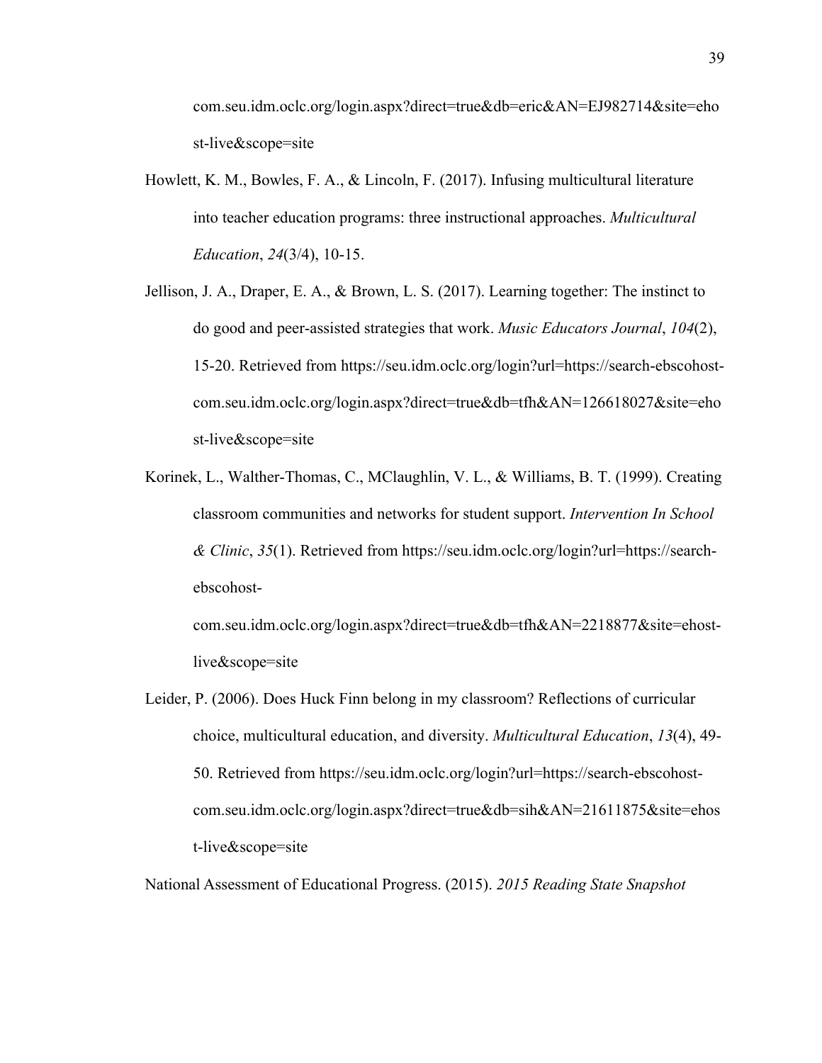com.seu.idm.oclc.org/login.aspx?direct=true&db=eric&AN=EJ982714&site=ehost-live&scope=site

Howlett, K. M., Bowles, F. A., & Lincoln, F. (2017). Infusing multicultural literature into teacher education programs: three instructional approaches. *Multicultural Education*, *24*(3/4), 10-15.

Jellison, J. A., Draper, E. A., & Brown, L. S. (2017). Learning together: The instinct to do good and peer-assisted strategies that work. *Music Educators Journal*, *104*(2), 15-20. Retrieved from https://seu.idm.oclc.org/login?url=https://search-ebscohost-com.seu.idm.oclc.org/login.aspx?direct=true&db=tfh&AN=126618027&site=ehost-live&scope=site

Korinek, L., Walther-Thomas, C., MClaughlin, V. L., & Williams, B. T. (1999). Creating classroom communities and networks for student support. *Intervention In School & Clinic*, *35*(1). Retrieved from https://seu.idm.oclc.org/login?url=https://search-ebscohost-com.seu.idm.oclc.org/login.aspx?direct=true&db=tfh&AN=2218877&site=ehost-live&scope=site

Leider, P. (2006). Does Huck Finn belong in my classroom? Reflections of curricular choice, multicultural education, and diversity. *Multicultural Education*, *13*(4), 49-50. Retrieved from https://seu.idm.oclc.org/login?url=https://search-ebscohost-com.seu.idm.oclc.org/login.aspx?direct=true&db=sih&AN=21611875&site=ehost-live&scope=site

National Assessment of Educational Progress. (2015). *2015 Reading State Snapshot*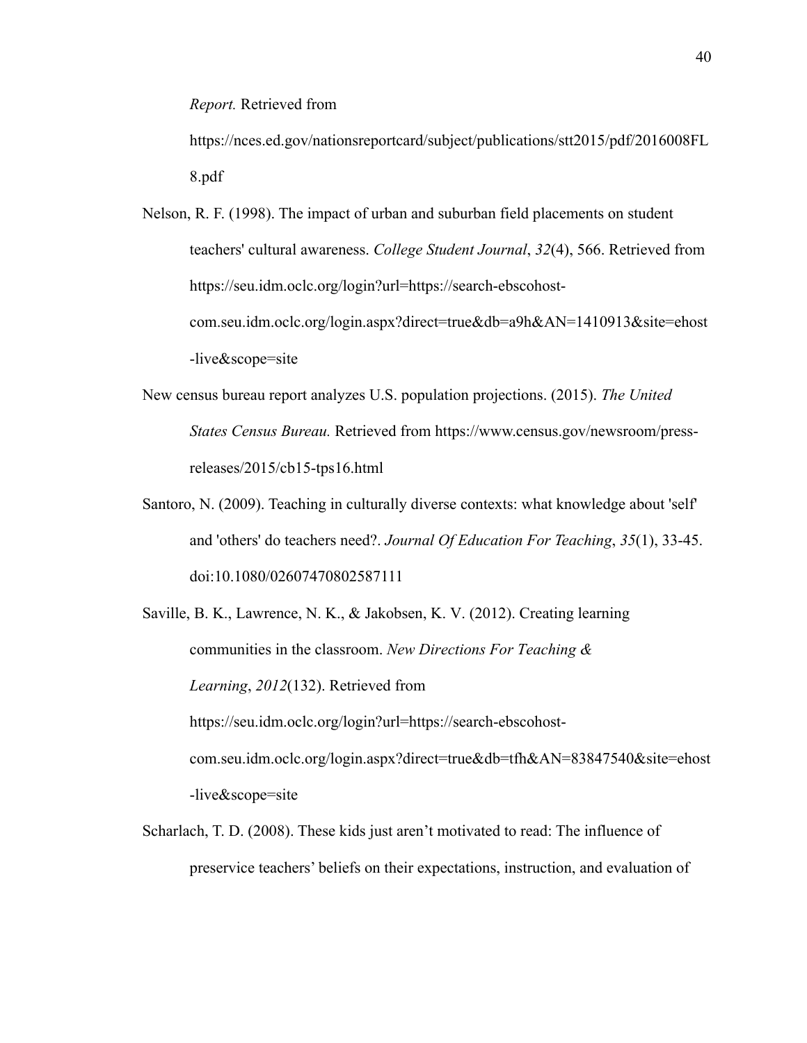*Report.* Retrieved from https://nces.ed.gov/nationsreportcard/subject/publications/stt2015/pdf/2016008FL8.pdf

Nelson, R. F. (1998). The impact of urban and suburban field placements on student teachers' cultural awareness. *College Student Journal*, *32*(4), 566. Retrieved from https://seu.idm.oclc.org/login?url=https://search-ebscohost-com.seu.idm.oclc.org/login.aspx?direct=true&db=a9h&AN=1410913&site=ehost-live&scope=site

New census bureau report analyzes U.S. population projections. (2015). *The United States Census Bureau.* Retrieved from https://www.census.gov/newsroom/press-releases/2015/cb15-tps16.html

Santoro, N. (2009). Teaching in culturally diverse contexts: what knowledge about 'self' and 'others' do teachers need?. *Journal Of Education For Teaching*, *35*(1), 33-45. doi:10.1080/02607470802587111

Saville, B. K., Lawrence, N. K., & Jakobsen, K. V. (2012). Creating learning communities in the classroom. *New Directions For Teaching & Learning*, *2012*(132). Retrieved from https://seu.idm.oclc.org/login?url=https://search-ebscohost-com.seu.idm.oclc.org/login.aspx?direct=true&db=tfh&AN=83847540&site=ehost-live&scope=site

Scharlach, T. D. (2008). These kids just aren't motivated to read: The influence of preservice teachers' beliefs on their expectations, instruction, and evaluation of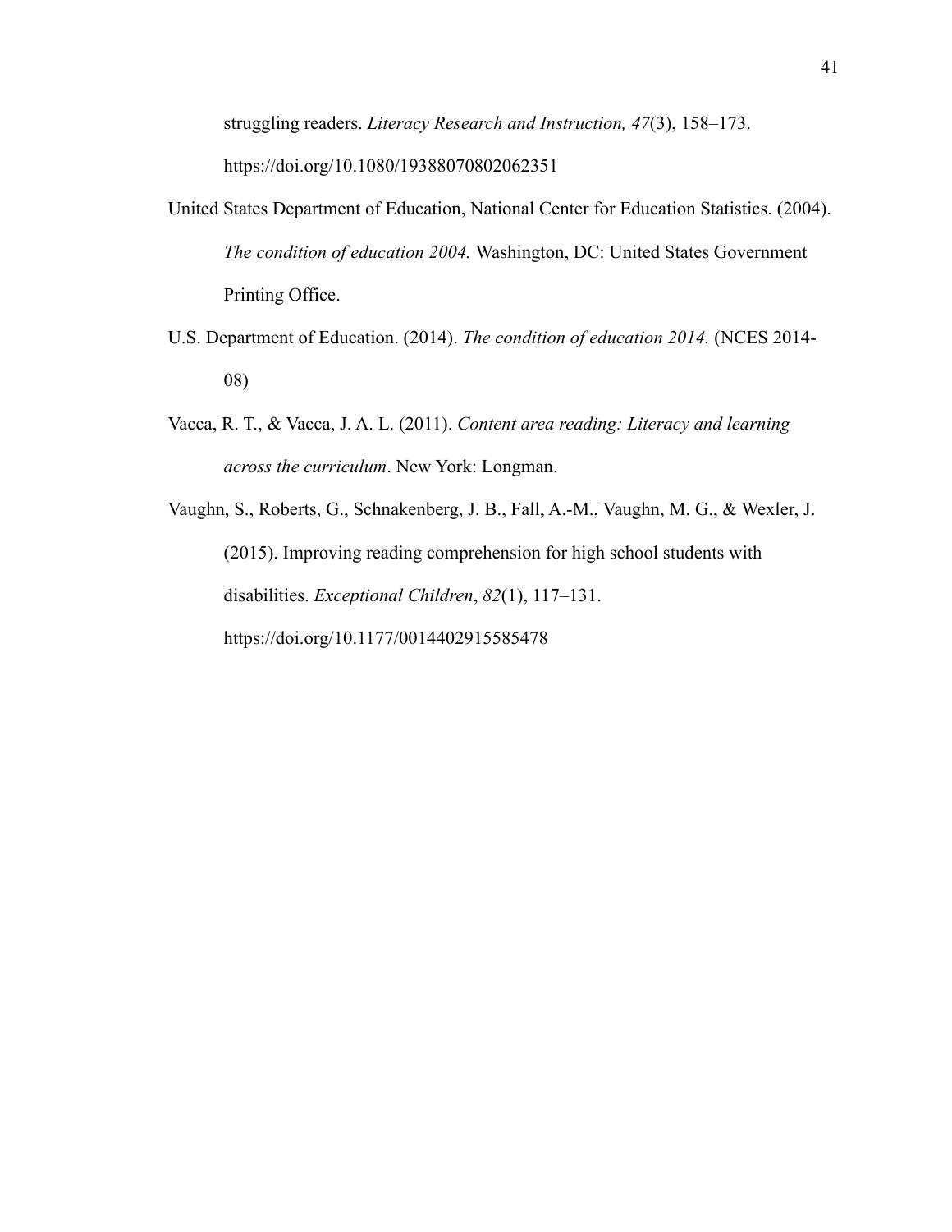struggling readers. *Literacy Research and Instruction, 47*(3), 158–173. https://doi.org/10.1080/19388070802062351

United States Department of Education, National Center for Education Statistics. (2004). *The condition of education 2004.* Washington, DC: United States Government Printing Office.

U.S. Department of Education. (2014). *The condition of education 2014.* (NCES 2014-08)

Vacca, R. T., & Vacca, J. A. L. (2011). *Content area reading: Literacy and learning across the curriculum*. New York: Longman.

Vaughn, S., Roberts, G., Schnakenberg, J. B., Fall, A.-M., Vaughn, M. G., & Wexler, J. (2015). Improving reading comprehension for high school students with disabilities. *Exceptional Children*, *82*(1), 117–131. https://doi.org/10.1177/0014402915585478